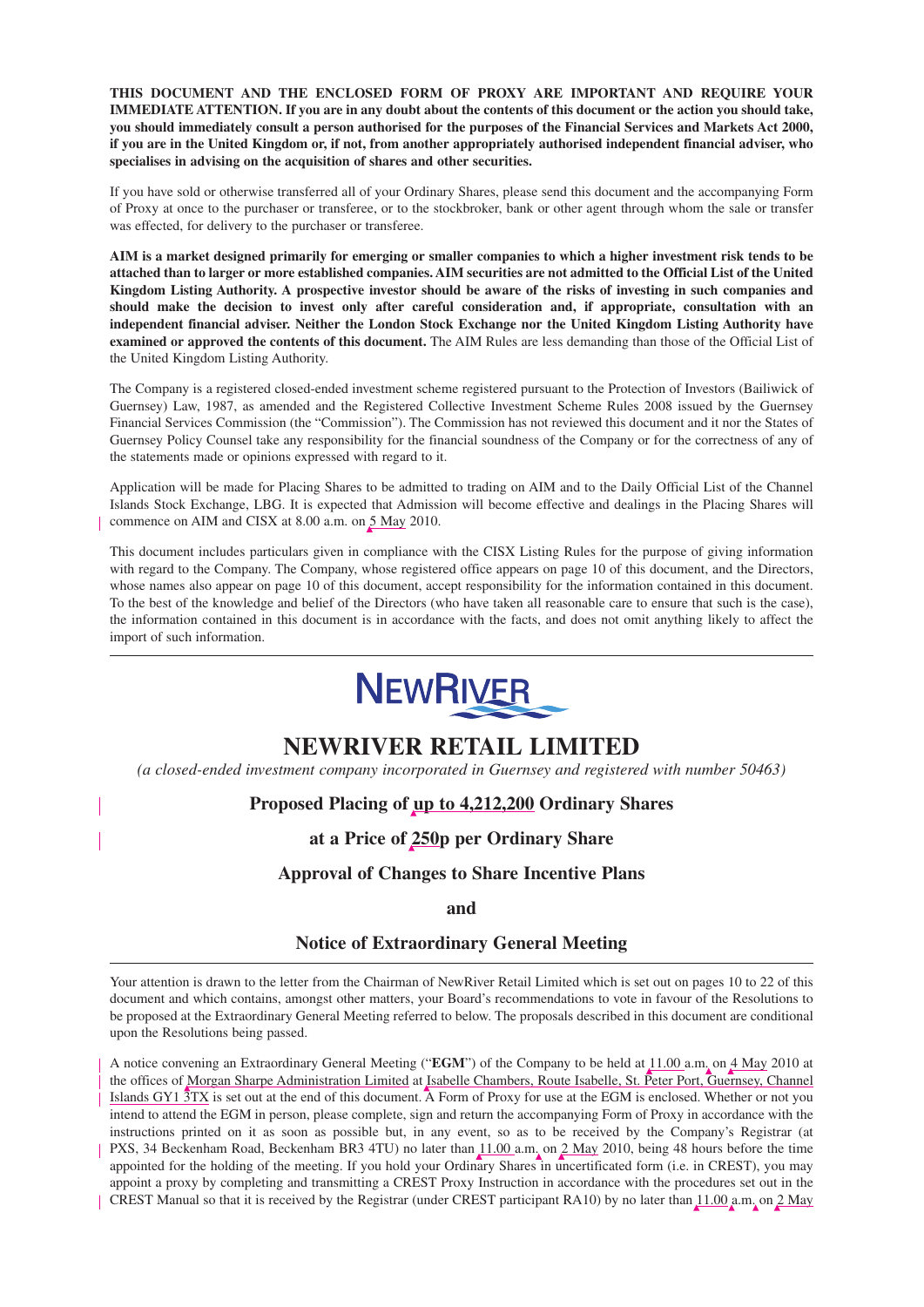**THIS DOCUMENT AND THE ENCLOSED FORM OF PROXY ARE IMPORTANT AND REQUIRE YOUR IMMEDIATE ATTENTION. If you are in any doubt about the contents of this document or the action you should take, you should immediately consult a person authorised for the purposes of the Financial Services and Markets Act 2000, if you are in the United Kingdom or, if not, from another appropriately authorised independent financial adviser, who specialises in advising on the acquisition of shares and other securities.**

If you have sold or otherwise transferred all of your Ordinary Shares, please send this document and the accompanying Form of Proxy at once to the purchaser or transferee, or to the stockbroker, bank or other agent through whom the sale or transfer was effected, for delivery to the purchaser or transferee.

**AIM is a market designed primarily for emerging or smaller companies to which a higher investment risk tends to be attached than to larger or more established companies. AIM securities are not admitted to the Official List of the United Kingdom Listing Authority. A prospective investor should be aware of the risks of investing in such companies and should make the decision to invest only after careful consideration and, if appropriate, consultation with an independent financial adviser. Neither the London Stock Exchange nor the United Kingdom Listing Authority have examined or approved the contents of this document.** The AIM Rules are less demanding than those of the Official List of the United Kingdom Listing Authority.

The Company is a registered closed-ended investment scheme registered pursuant to the Protection of Investors (Bailiwick of Guernsey) Law, 1987, as amended and the Registered Collective Investment Scheme Rules 2008 issued by the Guernsey Financial Services Commission (the "Commission"). The Commission has not reviewed this document and it nor the States of Guernsey Policy Counsel take any responsibility for the financial soundness of the Company or for the correctness of any of the statements made or opinions expressed with regard to it.

Application will be made for Placing Shares to be admitted to trading on AIM and to the Daily Official List of the Channel Islands Stock Exchange, LBG. It is expected that Admission will become effective and dealings in the Placing Shares will commence on AIM and CISX at 8.00 a.m. on 5 May 2010.

This document includes particulars given in compliance with the CISX Listing Rules for the purpose of giving information with regard to the Company. The Company, whose registered office appears on page 10 of this document, and the Directors, whose names also appear on page 10 of this document, accept responsibility for the information contained in this document. To the best of the knowledge and belief of the Directors (who have taken all reasonable care to ensure that such is the case), the information contained in this document is in accordance with the facts, and does not omit anything likely to affect the import of such information.

---

NEWRIVER

# NEWRIVER RETAIL LIMITED

*(a closed-ended investment company incorporated in Guernsey and registered with number 50463)*

## Proposed Placing of up to 4,212,200 Ordinary Shares

## at a Price of 250p per Ordinary Share

## Approval of Changes to Share Incentive Plans

## and

## Notice of Extraordinary General Meeting

---

Your attention is drawn to the letter from the Chairman of NewRiver Retail Limited which is set out on pages 10 to 22 of this document and which contains, amongst other matters, your Board's recommendations to vote in favour of the Resolutions to be proposed at the Extraordinary General Meeting referred to below. The proposals described in this document are conditional upon the Resolutions being passed.

A notice convening an Extraordinary General Meeting ("**EGM**") of the Company to be held at 11.00 a.m. on 4 May 2010 at the offices of Morgan Sharpe Administration Limited at Isabelle Chambers, Route Isabelle, St. Peter Port, Guernsey, Channel Islands GY1 3TX is set out at the end of this document. A Form of Proxy for use at the EGM is enclosed. Whether or not you intend to attend the EGM in person, please complete, sign and return the accompanying Form of Proxy in accordance with the instructions printed on it as soon as possible but, in any event, so as to be received by the Company's Registrar (at PXS, 34 Beckenham Road, Beckenham BR3 4TU) no later than 11.00 a.m. on 2 May 2010, being 48 hours before the time appointed for the holding of the meeting. If you hold your Ordinary Shares in uncertificated form (i.e. in CREST), you may appoint a proxy by completing and transmitting a CREST Proxy Instruction in accordance with the procedures set out in the CREST Manual so that it is received by the Registrar (under CREST participant RA10) by no later than 11.00 a.m. on 2 May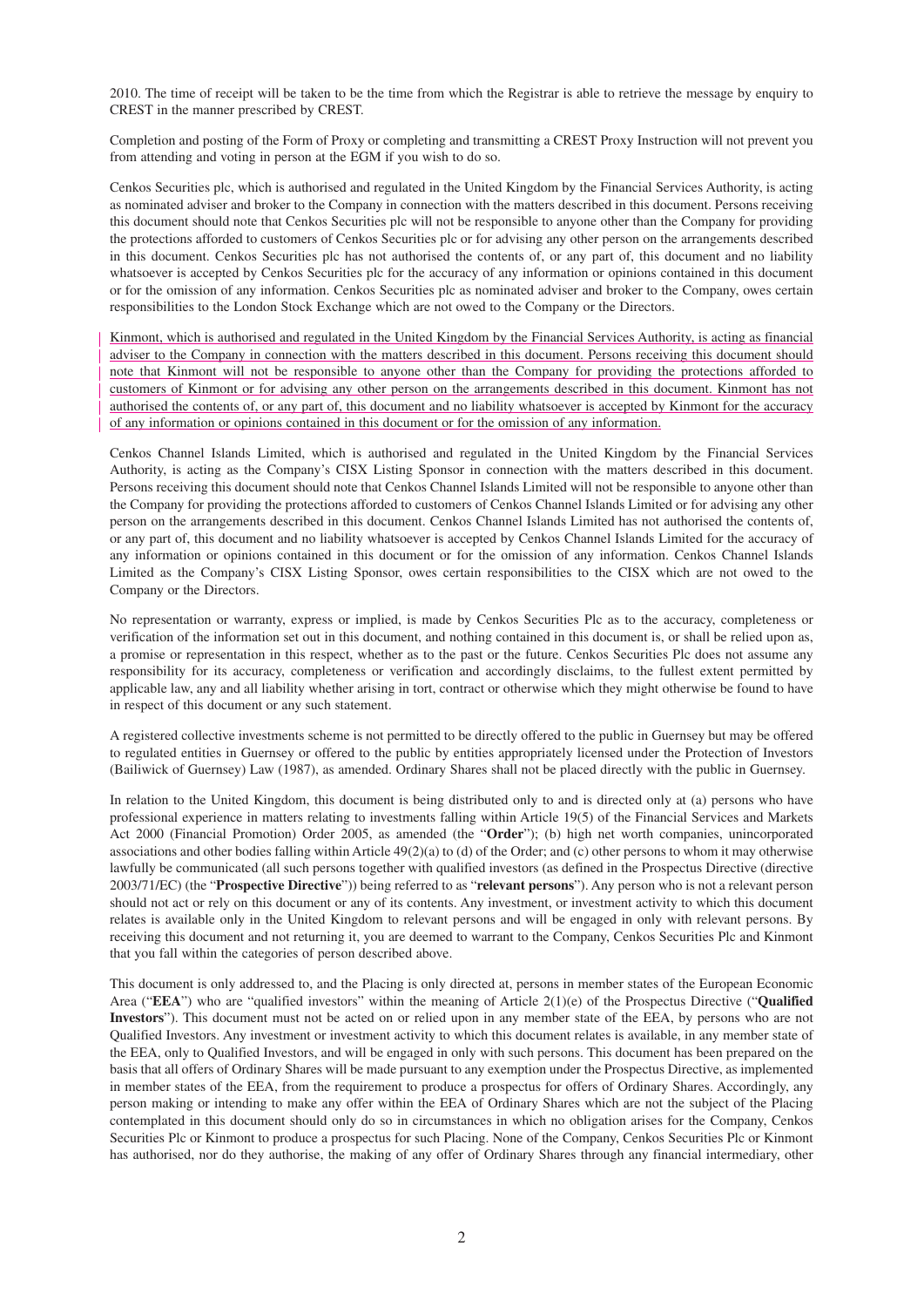2010. The time of receipt will be taken to be the time from which the Registrar is able to retrieve the message by enquiry to CREST in the manner prescribed by CREST.

Completion and posting of the Form of Proxy or completing and transmitting a CREST Proxy Instruction will not prevent you from attending and voting in person at the EGM if you wish to do so.

Cenkos Securities plc, which is authorised and regulated in the United Kingdom by the Financial Services Authority, is acting as nominated adviser and broker to the Company in connection with the matters described in this document. Persons receiving this document should note that Cenkos Securities plc will not be responsible to anyone other than the Company for providing the protections afforded to customers of Cenkos Securities plc or for advising any other person on the arrangements described in this document. Cenkos Securities plc has not authorised the contents of, or any part of, this document and no liability whatsoever is accepted by Cenkos Securities plc for the accuracy of any information or opinions contained in this document or for the omission of any information. Cenkos Securities plc as nominated adviser and broker to the Company, owes certain responsibilities to the London Stock Exchange which are not owed to the Company or the Directors.

Kinmont, which is authorised and regulated in the United Kingdom by the Financial Services Authority, is acting as financial adviser to the Company in connection with the matters described in this document. Persons receiving this document should note that Kinmont will not be responsible to anyone other than the Company for providing the protections afforded to customers of Kinmont or for advising any other person on the arrangements described in this document. Kinmont has not authorised the contents of, or any part of, this document and no liability whatsoever is accepted by Kinmont for the accuracy of any information or opinions contained in this document or for the omission of any information.

Cenkos Channel Islands Limited, which is authorised and regulated in the United Kingdom by the Financial Services Authority, is acting as the Company's CISX Listing Sponsor in connection with the matters described in this document. Persons receiving this document should note that Cenkos Channel Islands Limited will not be responsible to anyone other than the Company for providing the protections afforded to customers of Cenkos Channel Islands Limited or for advising any other person on the arrangements described in this document. Cenkos Channel Islands Limited has not authorised the contents of, or any part of, this document and no liability whatsoever is accepted by Cenkos Channel Islands Limited for the accuracy of any information or opinions contained in this document or for the omission of any information. Cenkos Channel Islands Limited as the Company's CISX Listing Sponsor, owes certain responsibilities to the CISX which are not owed to the Company or the Directors.

No representation or warranty, express or implied, is made by Cenkos Securities Plc as to the accuracy, completeness or verification of the information set out in this document, and nothing contained in this document is, or shall be relied upon as, a promise or representation in this respect, whether as to the past or the future. Cenkos Securities Plc does not assume any responsibility for its accuracy, completeness or verification and accordingly disclaims, to the fullest extent permitted by applicable law, any and all liability whether arising in tort, contract or otherwise which they might otherwise be found to have in respect of this document or any such statement.

A registered collective investments scheme is not permitted to be directly offered to the public in Guernsey but may be offered to regulated entities in Guernsey or offered to the public by entities appropriately licensed under the Protection of Investors (Bailiwick of Guernsey) Law (1987), as amended. Ordinary Shares shall not be placed directly with the public in Guernsey.

In relation to the United Kingdom, this document is being distributed only to and is directed only at (a) persons who have professional experience in matters relating to investments falling within Article 19(5) of the Financial Services and Markets Act 2000 (Financial Promotion) Order 2005, as amended (the "**Order**"); (b) high net worth companies, unincorporated associations and other bodies falling within Article 49(2)(a) to (d) of the Order; and (c) other persons to whom it may otherwise lawfully be communicated (all such persons together with qualified investors (as defined in the Prospectus Directive (directive 2003/71/EC) (the "**Prospective Directive**")) being referred to as "**relevant persons**"). Any person who is not a relevant person should not act or rely on this document or any of its contents. Any investment, or investment activity to which this document relates is available only in the United Kingdom to relevant persons and will be engaged in only with relevant persons. By receiving this document and not returning it, you are deemed to warrant to the Company, Cenkos Securities Plc and Kinmont that you fall within the categories of person described above.

This document is only addressed to, and the Placing is only directed at, persons in member states of the European Economic Area ("**EEA**") who are "qualified investors" within the meaning of Article 2(1)(e) of the Prospectus Directive ("**Qualified Investors**"). This document must not be acted on or relied upon in any member state of the EEA, by persons who are not Qualified Investors. Any investment or investment activity to which this document relates is available, in any member state of the EEA, only to Qualified Investors, and will be engaged in only with such persons. This document has been prepared on the basis that all offers of Ordinary Shares will be made pursuant to any exemption under the Prospectus Directive, as implemented in member states of the EEA, from the requirement to produce a prospectus for offers of Ordinary Shares. Accordingly, any person making or intending to make any offer within the EEA of Ordinary Shares which are not the subject of the Placing contemplated in this document should only do so in circumstances in which no obligation arises for the Company, Cenkos Securities Plc or Kinmont to produce a prospectus for such Placing. None of the Company, Cenkos Securities Plc or Kinmont has authorised, nor do they authorise, the making of any offer of Ordinary Shares through any financial intermediary, other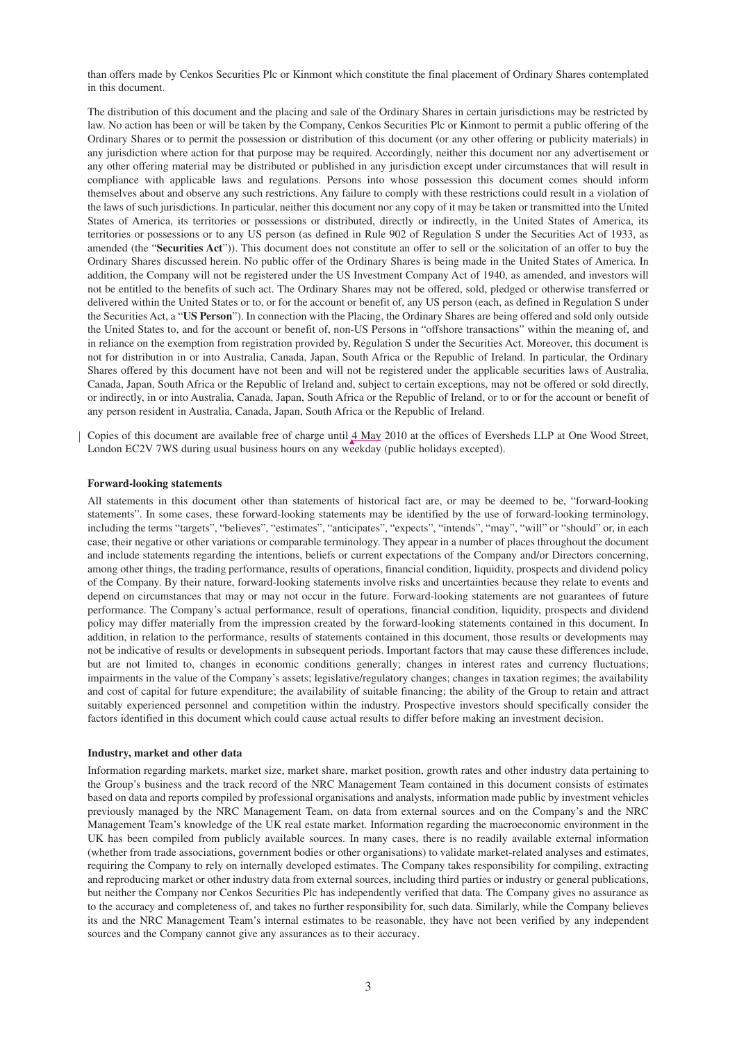than offers made by Cenkos Securities Plc or Kinmont which constitute the final placement of Ordinary Shares contemplated in this document.

The distribution of this document and the placing and sale of the Ordinary Shares in certain jurisdictions may be restricted by law. No action has been or will be taken by the Company, Cenkos Securities Plc or Kinmont to permit a public offering of the Ordinary Shares or to permit the possession or distribution of this document (or any other offering or publicity materials) in any jurisdiction where action for that purpose may be required. Accordingly, neither this document nor any advertisement or any other offering material may be distributed or published in any jurisdiction except under circumstances that will result in compliance with applicable laws and regulations. Persons into whose possession this document comes should inform themselves about and observe any such restrictions. Any failure to comply with these restrictions could result in a violation of the laws of such jurisdictions. In particular, neither this document nor any copy of it may be taken or transmitted into the United States of America, its territories or possessions or distributed, directly or indirectly, in the United States of America, its territories or possessions or to any US person (as defined in Rule 902 of Regulation S under the Securities Act of 1933, as amended (the "**Securities Act**")). This document does not constitute an offer to sell or the solicitation of an offer to buy the Ordinary Shares discussed herein. No public offer of the Ordinary Shares is being made in the United States of America. In addition, the Company will not be registered under the US Investment Company Act of 1940, as amended, and investors will not be entitled to the benefits of such act. The Ordinary Shares may not be offered, sold, pledged or otherwise transferred or delivered within the United States or to, or for the account or benefit of, any US person (each, as defined in Regulation S under the Securities Act, a "**US Person**"). In connection with the Placing, the Ordinary Shares are being offered and sold only outside the United States to, and for the account or benefit of, non-US Persons in "offshore transactions" within the meaning of, and in reliance on the exemption from registration provided by, Regulation S under the Securities Act. Moreover, this document is not for distribution in or into Australia, Canada, Japan, South Africa or the Republic of Ireland. In particular, the Ordinary Shares offered by this document have not been and will not be registered under the applicable securities laws of Australia, Canada, Japan, South Africa or the Republic of Ireland and, subject to certain exceptions, may not be offered or sold directly, or indirectly, in or into Australia, Canada, Japan, South Africa or the Republic of Ireland, or to or for the account or benefit of any person resident in Australia, Canada, Japan, South Africa or the Republic of Ireland.

Copies of this document are available free of charge until 4 May 2010 at the offices of Eversheds LLP at One Wood Street, London EC2V 7WS during usual business hours on any weekday (public holidays excepted).

**Forward-looking statements**

All statements in this document other than statements of historical fact are, or may be deemed to be, "forward-looking statements". In some cases, these forward-looking statements may be identified by the use of forward-looking terminology, including the terms "targets", "believes", "estimates", "anticipates", "expects", "intends", "may", "will" or "should" or, in each case, their negative or other variations or comparable terminology. They appear in a number of places throughout the document and include statements regarding the intentions, beliefs or current expectations of the Company and/or Directors concerning, among other things, the trading performance, results of operations, financial condition, liquidity, prospects and dividend policy of the Company. By their nature, forward-looking statements involve risks and uncertainties because they relate to events and depend on circumstances that may or may not occur in the future. Forward-looking statements are not guarantees of future performance. The Company's actual performance, result of operations, financial condition, liquidity, prospects and dividend policy may differ materially from the impression created by the forward-looking statements contained in this document. In addition, in relation to the performance, results of statements contained in this document, those results or developments may not be indicative of results or developments in subsequent periods. Important factors that may cause these differences include, but are not limited to, changes in economic conditions generally; changes in interest rates and currency fluctuations; impairments in the value of the Company's assets; legislative/regulatory changes; changes in taxation regimes; the availability and cost of capital for future expenditure; the availability of suitable financing; the ability of the Group to retain and attract suitably experienced personnel and competition within the industry. Prospective investors should specifically consider the factors identified in this document which could cause actual results to differ before making an investment decision.

**Industry, market and other data**

Information regarding markets, market size, market share, market position, growth rates and other industry data pertaining to the Group's business and the track record of the NRC Management Team contained in this document consists of estimates based on data and reports compiled by professional organisations and analysts, information made public by investment vehicles previously managed by the NRC Management Team, on data from external sources and on the Company's and the NRC Management Team's knowledge of the UK real estate market. Information regarding the macroeconomic environment in the UK has been compiled from publicly available sources. In many cases, there is no readily available external information (whether from trade associations, government bodies or other organisations) to validate market-related analyses and estimates, requiring the Company to rely on internally developed estimates. The Company takes responsibility for compiling, extracting and reproducing market or other industry data from external sources, including third parties or industry or general publications, but neither the Company nor Cenkos Securities Plc has independently verified that data. The Company gives no assurance as to the accuracy and completeness of, and takes no further responsibility for, such data. Similarly, while the Company believes its and the NRC Management Team's internal estimates to be reasonable, they have not been verified by any independent sources and the Company cannot give any assurances as to their accuracy.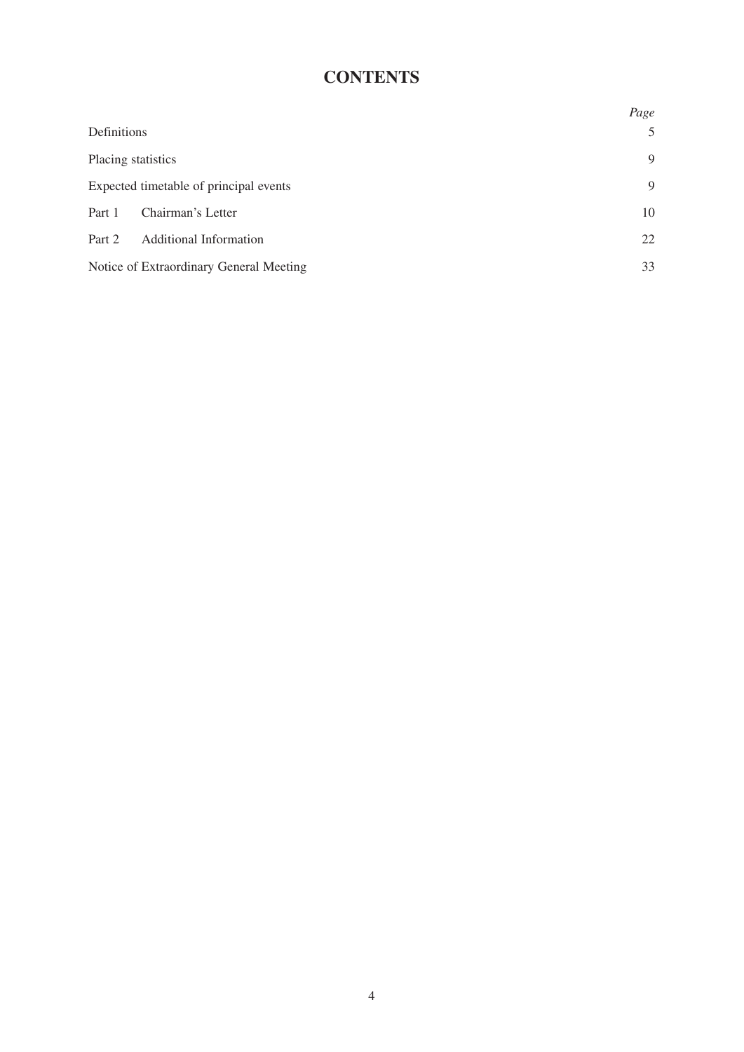# CONTENTS

| | *Page* |
|---|---|
| Definitions | 5 |
| Placing statistics | 9 |
| Expected timetable of principal events | 9 |
| Part 1 Chairman's Letter | 10 |
| Part 2 Additional Information | 22 |
| Notice of Extraordinary General Meeting | 33 |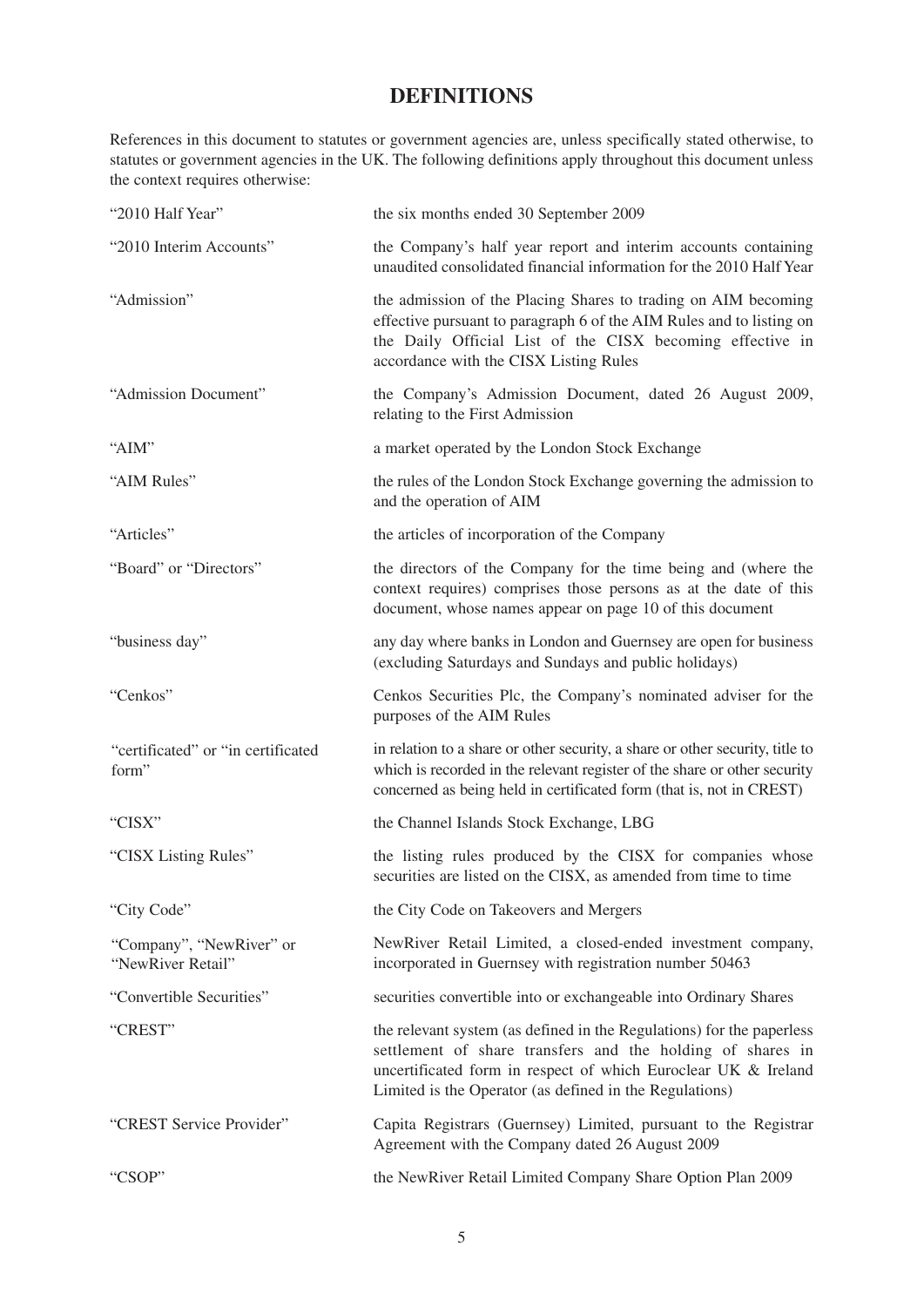# DEFINITIONS

References in this document to statutes or government agencies are, unless specifically stated otherwise, to statutes or government agencies in the UK. The following definitions apply throughout this document unless the context requires otherwise:

| | |
|---|---|
| "2010 Half Year" | the six months ended 30 September 2009 |
| "2010 Interim Accounts" | the Company's half year report and interim accounts containing unaudited consolidated financial information for the 2010 Half Year |
| "Admission" | the admission of the Placing Shares to trading on AIM becoming effective pursuant to paragraph 6 of the AIM Rules and to listing on the Daily Official List of the CISX becoming effective in accordance with the CISX Listing Rules |
| "Admission Document" | the Company's Admission Document, dated 26 August 2009, relating to the First Admission |
| "AIM" | a market operated by the London Stock Exchange |
| "AIM Rules" | the rules of the London Stock Exchange governing the admission to and the operation of AIM |
| "Articles" | the articles of incorporation of the Company |
| "Board" or "Directors" | the directors of the Company for the time being and (where the context requires) comprises those persons as at the date of this document, whose names appear on page 10 of this document |
| "business day" | any day where banks in London and Guernsey are open for business (excluding Saturdays and Sundays and public holidays) |
| "Cenkos" | Cenkos Securities Plc, the Company's nominated adviser for the purposes of the AIM Rules |
| "certificated" or "in certificated form" | in relation to a share or other security, a share or other security, title to which is recorded in the relevant register of the share or other security concerned as being held in certificated form (that is, not in CREST) |
| "CISX" | the Channel Islands Stock Exchange, LBG |
| "CISX Listing Rules" | the listing rules produced by the CISX for companies whose securities are listed on the CISX, as amended from time to time |
| "City Code" | the City Code on Takeovers and Mergers |
| "Company", "NewRiver" or "NewRiver Retail" | NewRiver Retail Limited, a closed-ended investment company, incorporated in Guernsey with registration number 50463 |
| "Convertible Securities" | securities convertible into or exchangeable into Ordinary Shares |
| "CREST" | the relevant system (as defined in the Regulations) for the paperless settlement of share transfers and the holding of shares in uncertificated form in respect of which Euroclear UK & Ireland Limited is the Operator (as defined in the Regulations) |
| "CREST Service Provider" | Capita Registrars (Guernsey) Limited, pursuant to the Registrar Agreement with the Company dated 26 August 2009 |
| "CSOP" | the NewRiver Retail Limited Company Share Option Plan 2009 |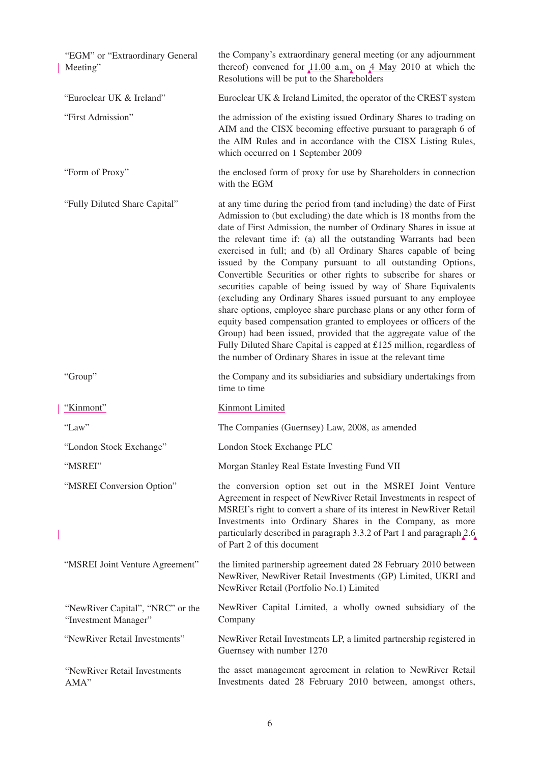| | |
|---|---|
| "EGM" or "Extraordinary General Meeting" | the Company's extraordinary general meeting (or any adjournment thereof) convened for 11.00 a.m. on 4 May 2010 at which the Resolutions will be put to the Shareholders |
| "Euroclear UK & Ireland" | Euroclear UK & Ireland Limited, the operator of the CREST system |
| "First Admission" | the admission of the existing issued Ordinary Shares to trading on AIM and the CISX becoming effective pursuant to paragraph 6 of the AIM Rules and in accordance with the CISX Listing Rules, which occurred on 1 September 2009 |
| "Form of Proxy" | the enclosed form of proxy for use by Shareholders in connection with the EGM |
| "Fully Diluted Share Capital" | at any time during the period from (and including) the date of First Admission to (but excluding) the date which is 18 months from the date of First Admission, the number of Ordinary Shares in issue at the relevant time if: (a) all the outstanding Warrants had been exercised in full; and (b) all Ordinary Shares capable of being issued by the Company pursuant to all outstanding Options, Convertible Securities or other rights to subscribe for shares or securities capable of being issued by way of Share Equivalents (excluding any Ordinary Shares issued pursuant to any employee share options, employee share purchase plans or any other form of equity based compensation granted to employees or officers of the Group) had been issued, provided that the aggregate value of the Fully Diluted Share Capital is capped at £125 million, regardless of the number of Ordinary Shares in issue at the relevant time |
| "Group" | the Company and its subsidiaries and subsidiary undertakings from time to time |
| "Kinmont" | Kinmont Limited |
| "Law" | The Companies (Guernsey) Law, 2008, as amended |
| "London Stock Exchange" | London Stock Exchange PLC |
| "MSREI" | Morgan Stanley Real Estate Investing Fund VII |
| "MSREI Conversion Option" | the conversion option set out in the MSREI Joint Venture Agreement in respect of NewRiver Retail Investments in respect of MSREI's right to convert a share of its interest in NewRiver Retail Investments into Ordinary Shares in the Company, as more particularly described in paragraph 3.3.2 of Part 1 and paragraph 2.6 of Part 2 of this document |
| "MSREI Joint Venture Agreement" | the limited partnership agreement dated 28 February 2010 between NewRiver, NewRiver Retail Investments (GP) Limited, UKRI and NewRiver Retail (Portfolio No.1) Limited |
| "NewRiver Capital", "NRC" or the "Investment Manager" | NewRiver Capital Limited, a wholly owned subsidiary of the Company |
| "NewRiver Retail Investments" | NewRiver Retail Investments LP, a limited partnership registered in Guernsey with number 1270 |
| "NewRiver Retail Investments AMA" | the asset management agreement in relation to NewRiver Retail Investments dated 28 February 2010 between, amongst others, |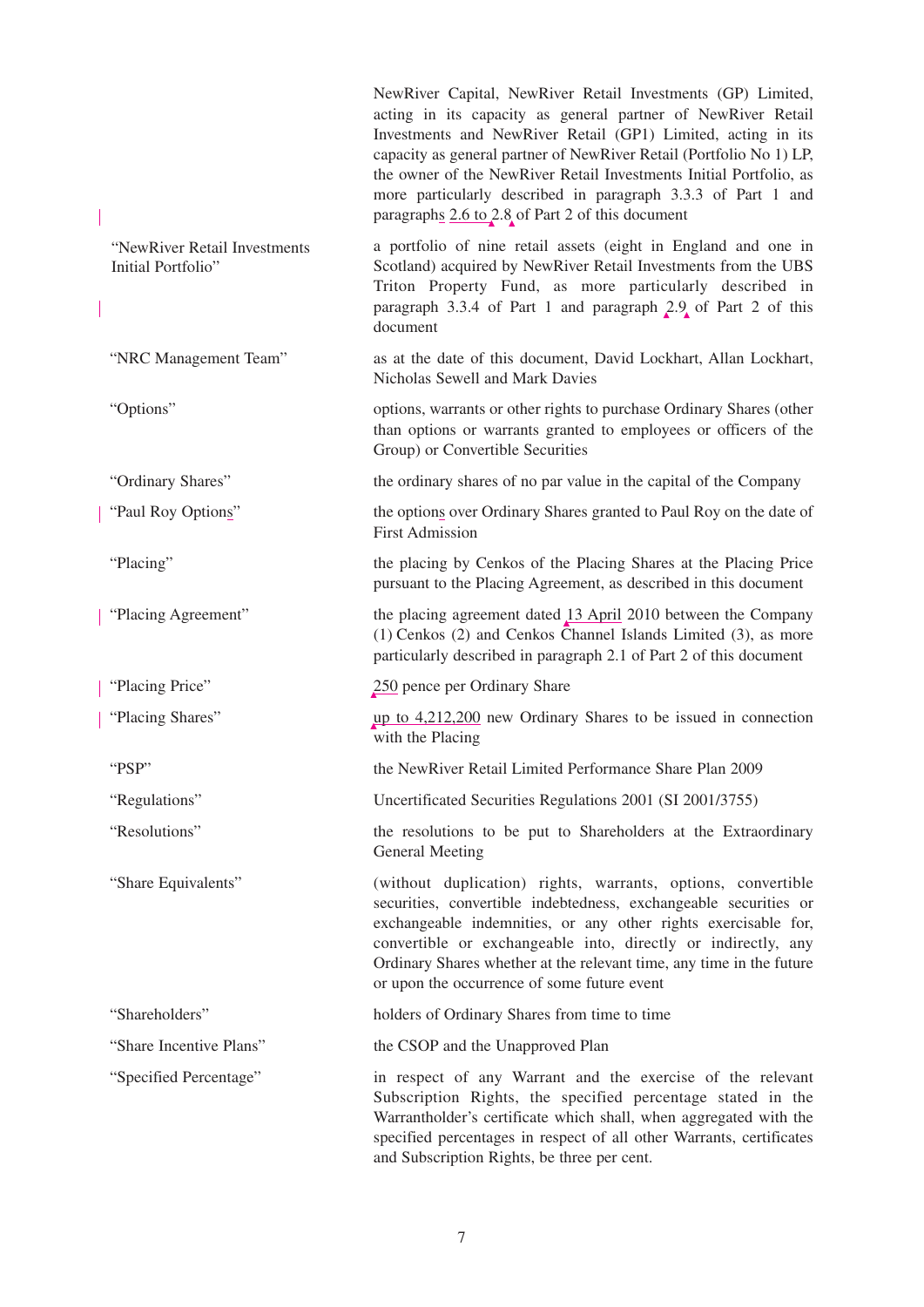| | |
|---|---|
| | NewRiver Capital, NewRiver Retail Investments (GP) Limited, acting in its capacity as general partner of NewRiver Retail Investments and NewRiver Retail (GP1) Limited, acting in its capacity as general partner of NewRiver Retail (Portfolio No 1) LP, the owner of the NewRiver Retail Investments Initial Portfolio, as more particularly described in paragraph 3.3.3 of Part 1 and paragraphs 2.6 to 2.8 of Part 2 of this document |
| "NewRiver Retail Investments Initial Portfolio" | a portfolio of nine retail assets (eight in England and one in Scotland) acquired by NewRiver Retail Investments from the UBS Triton Property Fund, as more particularly described in paragraph 3.3.4 of Part 1 and paragraph 2.9 of Part 2 of this document |
| "NRC Management Team" | as at the date of this document, David Lockhart, Allan Lockhart, Nicholas Sewell and Mark Davies |
| "Options" | options, warrants or other rights to purchase Ordinary Shares (other than options or warrants granted to employees or officers of the Group) or Convertible Securities |
| "Ordinary Shares" | the ordinary shares of no par value in the capital of the Company |
| "Paul Roy Options" | the options over Ordinary Shares granted to Paul Roy on the date of First Admission |
| "Placing" | the placing by Cenkos of the Placing Shares at the Placing Price pursuant to the Placing Agreement, as described in this document |
| "Placing Agreement" | the placing agreement dated 13 April 2010 between the Company (1) Cenkos (2) and Cenkos Channel Islands Limited (3), as more particularly described in paragraph 2.1 of Part 2 of this document |
| "Placing Price" | 250 pence per Ordinary Share |
| "Placing Shares" | up to 4,212,200 new Ordinary Shares to be issued in connection with the Placing |
| "PSP" | the NewRiver Retail Limited Performance Share Plan 2009 |
| "Regulations" | Uncertificated Securities Regulations 2001 (SI 2001/3755) |
| "Resolutions" | the resolutions to be put to Shareholders at the Extraordinary General Meeting |
| "Share Equivalents" | (without duplication) rights, warrants, options, convertible securities, convertible indebtedness, exchangeable securities or exchangeable indemnities, or any other rights exercisable for, convertible or exchangeable into, directly or indirectly, any Ordinary Shares whether at the relevant time, any time in the future or upon the occurrence of some future event |
| "Shareholders" | holders of Ordinary Shares from time to time |
| "Share Incentive Plans" | the CSOP and the Unapproved Plan |
| "Specified Percentage" | in respect of any Warrant and the exercise of the relevant Subscription Rights, the specified percentage stated in the Warrantholder's certificate which shall, when aggregated with the specified percentages in respect of all other Warrants, certificates and Subscription Rights, be three per cent. |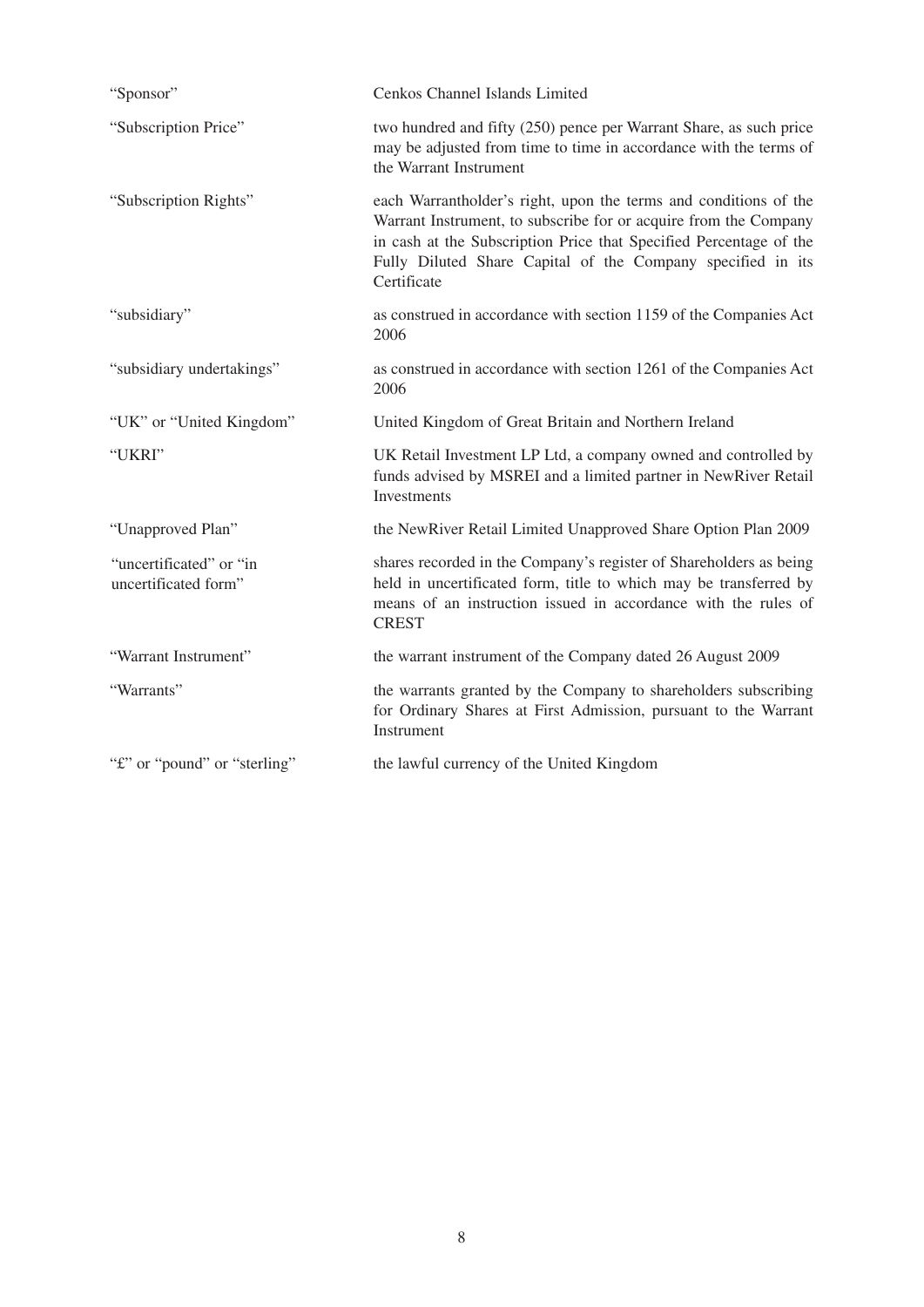| | |
|---|---|
| "Sponsor" | Cenkos Channel Islands Limited |
| "Subscription Price" | two hundred and fifty (250) pence per Warrant Share, as such price may be adjusted from time to time in accordance with the terms of the Warrant Instrument |
| "Subscription Rights" | each Warrantholder's right, upon the terms and conditions of the Warrant Instrument, to subscribe for or acquire from the Company in cash at the Subscription Price that Specified Percentage of the Fully Diluted Share Capital of the Company specified in its Certificate |
| "subsidiary" | as construed in accordance with section 1159 of the Companies Act 2006 |
| "subsidiary undertakings" | as construed in accordance with section 1261 of the Companies Act 2006 |
| "UK" or "United Kingdom" | United Kingdom of Great Britain and Northern Ireland |
| "UKRI" | UK Retail Investment LP Ltd, a company owned and controlled by funds advised by MSREI and a limited partner in NewRiver Retail Investments |
| "Unapproved Plan" | the NewRiver Retail Limited Unapproved Share Option Plan 2009 |
| "uncertificated" or "in uncertificated form" | shares recorded in the Company's register of Shareholders as being held in uncertificated form, title to which may be transferred by means of an instruction issued in accordance with the rules of CREST |
| "Warrant Instrument" | the warrant instrument of the Company dated 26 August 2009 |
| "Warrants" | the warrants granted by the Company to shareholders subscribing for Ordinary Shares at First Admission, pursuant to the Warrant Instrument |
| "£" or "pound" or "sterling" | the lawful currency of the United Kingdom |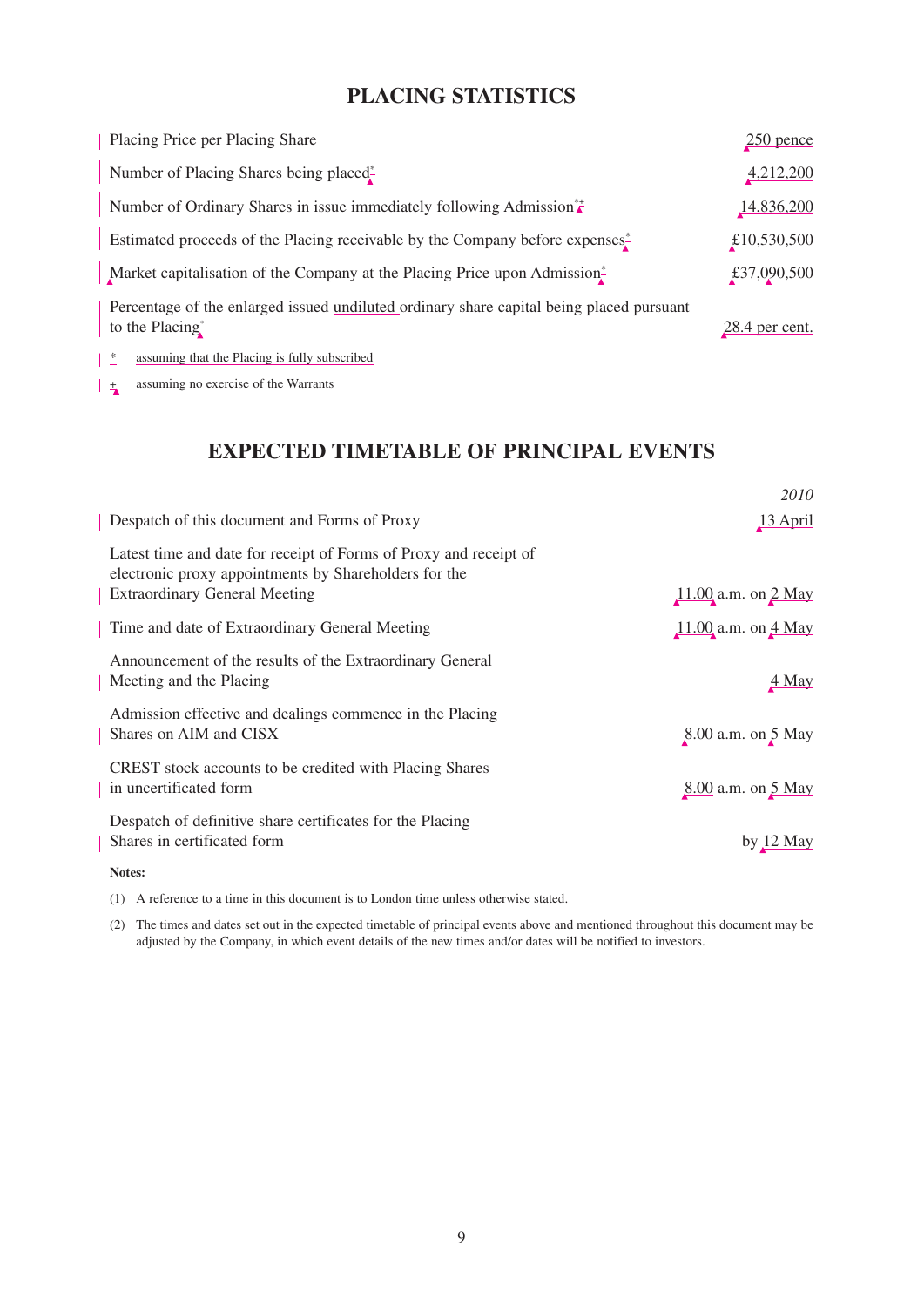## PLACING STATISTICS

| | |
|---|---|
| Placing Price per Placing Share | 250 pence |
| Number of Placing Shares being placed* | 4,212,200 |
| Number of Ordinary Shares in issue immediately following Admission*+ | 14,836,200 |
| Estimated proceeds of the Placing receivable by the Company before expenses* | £10,530,500 |
| Market capitalisation of the Company at the Placing Price upon Admission* | £37,090,500 |
| Percentage of the enlarged issued undiluted ordinary share capital being placed pursuant to the Placing* | 28.4 per cent. |

\* assuming that the Placing is fully subscribed

\+ assuming no exercise of the Warrants

## EXPECTED TIMETABLE OF PRINCIPAL EVENTS

| | *2010* |
|---|---|
| Despatch of this document and Forms of Proxy | 13 April |
| Latest time and date for receipt of Forms of Proxy and receipt of electronic proxy appointments by Shareholders for the Extraordinary General Meeting | 11.00 a.m. on 2 May |
| Time and date of Extraordinary General Meeting | 11.00 a.m. on 4 May |
| Announcement of the results of the Extraordinary General Meeting and the Placing | 4 May |
| Admission effective and dealings commence in the Placing Shares on AIM and CISX | 8.00 a.m. on 5 May |
| CREST stock accounts to be credited with Placing Shares in uncertificated form | 8.00 a.m. on 5 May |
| Despatch of definitive share certificates for the Placing Shares in certificated form | by 12 May |

**Notes:**

(1) A reference to a time in this document is to London time unless otherwise stated.

(2) The times and dates set out in the expected timetable of principal events above and mentioned throughout this document may be adjusted by the Company, in which event details of the new times and/or dates will be notified to investors.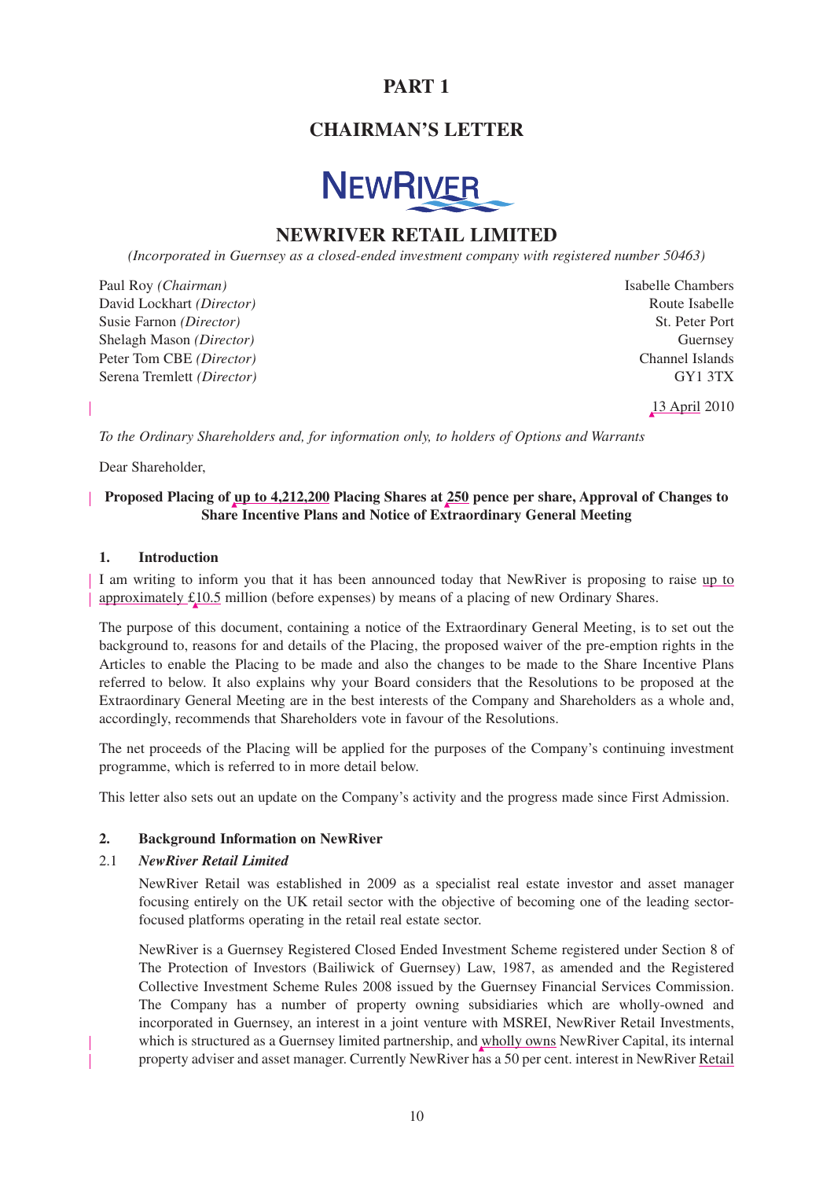# PART 1

## CHAIRMAN'S LETTER

NEWRIVER

## NEWRIVER RETAIL LIMITED

*(Incorporated in Guernsey as a closed-ended investment company with registered number 50463)*

Paul Roy *(Chairman)*
David Lockhart *(Director)*
Susie Farnon *(Director)*
Shelagh Mason *(Director)*
Peter Tom CBE *(Director)*
Serena Tremlett *(Director)*

Isabelle Chambers
Route Isabelle
St. Peter Port
Guernsey
Channel Islands
GY1 3TX

13 April 2010

*To the Ordinary Shareholders and, for information only, to holders of Options and Warrants*

Dear Shareholder,

**Proposed Placing of up to 4,212,200 Placing Shares at 250 pence per share, Approval of Changes to Share Incentive Plans and Notice of Extraordinary General Meeting**

### 1. Introduction

I am writing to inform you that it has been announced today that NewRiver is proposing to raise up to approximately £10.5 million (before expenses) by means of a placing of new Ordinary Shares.

The purpose of this document, containing a notice of the Extraordinary General Meeting, is to set out the background to, reasons for and details of the Placing, the proposed waiver of the pre-emption rights in the Articles to enable the Placing to be made and also the changes to be made to the Share Incentive Plans referred to below. It also explains why your Board considers that the Resolutions to be proposed at the Extraordinary General Meeting are in the best interests of the Company and Shareholders as a whole and, accordingly, recommends that Shareholders vote in favour of the Resolutions.

The net proceeds of the Placing will be applied for the purposes of the Company's continuing investment programme, which is referred to in more detail below.

This letter also sets out an update on the Company's activity and the progress made since First Admission.

### 2. Background Information on NewRiver

2.1 *NewRiver Retail Limited*

NewRiver Retail was established in 2009 as a specialist real estate investor and asset manager focusing entirely on the UK retail sector with the objective of becoming one of the leading sector-focused platforms operating in the retail real estate sector.

NewRiver is a Guernsey Registered Closed Ended Investment Scheme registered under Section 8 of The Protection of Investors (Bailiwick of Guernsey) Law, 1987, as amended and the Registered Collective Investment Scheme Rules 2008 issued by the Guernsey Financial Services Commission. The Company has a number of property owning subsidiaries which are wholly-owned and incorporated in Guernsey, an interest in a joint venture with MSREI, NewRiver Retail Investments, which is structured as a Guernsey limited partnership, and wholly owns NewRiver Capital, its internal property adviser and asset manager. Currently NewRiver has a 50 per cent. interest in NewRiver Retail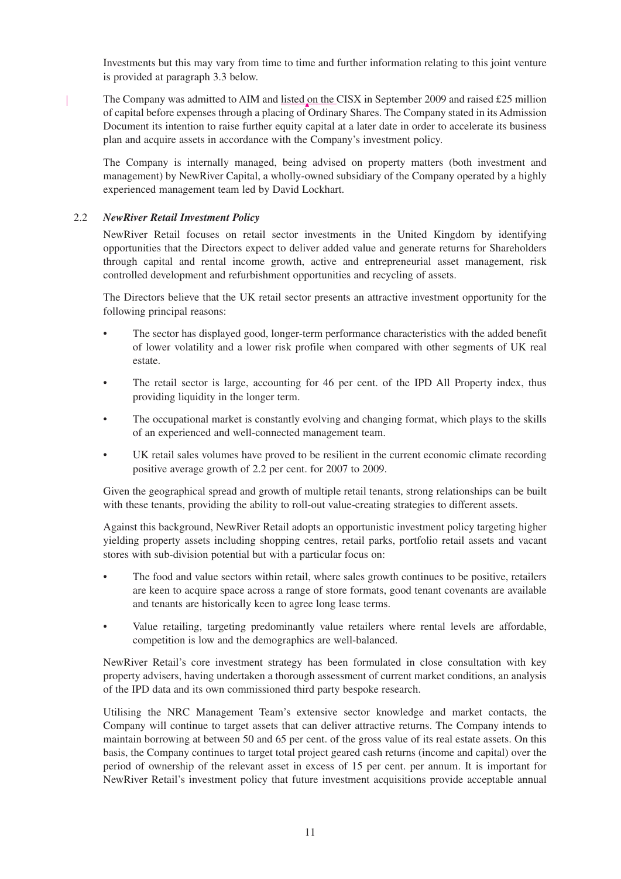Investments but this may vary from time to time and further information relating to this joint venture is provided at paragraph 3.3 below.

The Company was admitted to AIM and listed on the CISX in September 2009 and raised £25 million of capital before expenses through a placing of Ordinary Shares. The Company stated in its Admission Document its intention to raise further equity capital at a later date in order to accelerate its business plan and acquire assets in accordance with the Company's investment policy.

The Company is internally managed, being advised on property matters (both investment and management) by NewRiver Capital, a wholly-owned subsidiary of the Company operated by a highly experienced management team led by David Lockhart.

### 2.2 *NewRiver Retail Investment Policy*

NewRiver Retail focuses on retail sector investments in the United Kingdom by identifying opportunities that the Directors expect to deliver added value and generate returns for Shareholders through capital and rental income growth, active and entrepreneurial asset management, risk controlled development and refurbishment opportunities and recycling of assets.

The Directors believe that the UK retail sector presents an attractive investment opportunity for the following principal reasons:

- The sector has displayed good, longer-term performance characteristics with the added benefit of lower volatility and a lower risk profile when compared with other segments of UK real estate.
- The retail sector is large, accounting for 46 per cent. of the IPD All Property index, thus providing liquidity in the longer term.
- The occupational market is constantly evolving and changing format, which plays to the skills of an experienced and well-connected management team.
- UK retail sales volumes have proved to be resilient in the current economic climate recording positive average growth of 2.2 per cent. for 2007 to 2009.

Given the geographical spread and growth of multiple retail tenants, strong relationships can be built with these tenants, providing the ability to roll-out value-creating strategies to different assets.

Against this background, NewRiver Retail adopts an opportunistic investment policy targeting higher yielding property assets including shopping centres, retail parks, portfolio retail assets and vacant stores with sub-division potential but with a particular focus on:

- The food and value sectors within retail, where sales growth continues to be positive, retailers are keen to acquire space across a range of store formats, good tenant covenants are available and tenants are historically keen to agree long lease terms.
- Value retailing, targeting predominantly value retailers where rental levels are affordable, competition is low and the demographics are well-balanced.

NewRiver Retail's core investment strategy has been formulated in close consultation with key property advisers, having undertaken a thorough assessment of current market conditions, an analysis of the IPD data and its own commissioned third party bespoke research.

Utilising the NRC Management Team's extensive sector knowledge and market contacts, the Company will continue to target assets that can deliver attractive returns. The Company intends to maintain borrowing at between 50 and 65 per cent. of the gross value of its real estate assets. On this basis, the Company continues to target total project geared cash returns (income and capital) over the period of ownership of the relevant asset in excess of 15 per cent. per annum. It is important for NewRiver Retail's investment policy that future investment acquisitions provide acceptable annual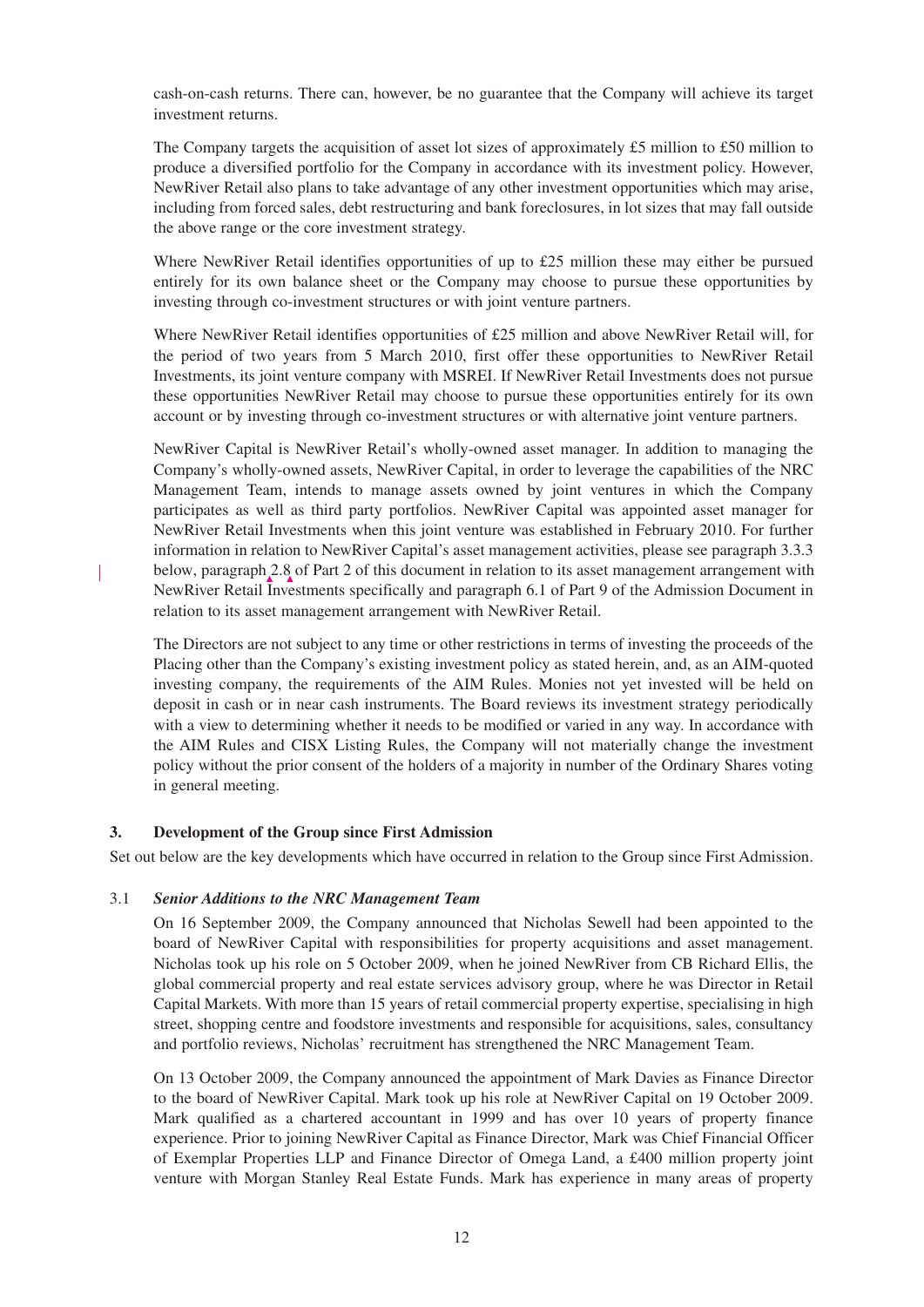cash-on-cash returns. There can, however, be no guarantee that the Company will achieve its target investment returns.

The Company targets the acquisition of asset lot sizes of approximately £5 million to £50 million to produce a diversified portfolio for the Company in accordance with its investment policy. However, NewRiver Retail also plans to take advantage of any other investment opportunities which may arise, including from forced sales, debt restructuring and bank foreclosures, in lot sizes that may fall outside the above range or the core investment strategy.

Where NewRiver Retail identifies opportunities of up to £25 million these may either be pursued entirely for its own balance sheet or the Company may choose to pursue these opportunities by investing through co-investment structures or with joint venture partners.

Where NewRiver Retail identifies opportunities of £25 million and above NewRiver Retail will, for the period of two years from 5 March 2010, first offer these opportunities to NewRiver Retail Investments, its joint venture company with MSREI. If NewRiver Retail Investments does not pursue these opportunities NewRiver Retail may choose to pursue these opportunities entirely for its own account or by investing through co-investment structures or with alternative joint venture partners.

NewRiver Capital is NewRiver Retail's wholly-owned asset manager. In addition to managing the Company's wholly-owned assets, NewRiver Capital, in order to leverage the capabilities of the NRC Management Team, intends to manage assets owned by joint ventures in which the Company participates as well as third party portfolios. NewRiver Capital was appointed asset manager for NewRiver Retail Investments when this joint venture was established in February 2010. For further information in relation to NewRiver Capital's asset management activities, please see paragraph 3.3.3 below, paragraph 2.8 of Part 2 of this document in relation to its asset management arrangement with NewRiver Retail Investments specifically and paragraph 6.1 of Part 9 of the Admission Document in relation to its asset management arrangement with NewRiver Retail.

The Directors are not subject to any time or other restrictions in terms of investing the proceeds of the Placing other than the Company's existing investment policy as stated herein, and, as an AIM-quoted investing company, the requirements of the AIM Rules. Monies not yet invested will be held on deposit in cash or in near cash instruments. The Board reviews its investment strategy periodically with a view to determining whether it needs to be modified or varied in any way. In accordance with the AIM Rules and CISX Listing Rules, the Company will not materially change the investment policy without the prior consent of the holders of a majority in number of the Ordinary Shares voting in general meeting.

## 3. Development of the Group since First Admission

Set out below are the key developments which have occurred in relation to the Group since First Admission.

### 3.1 *Senior Additions to the NRC Management Team*

On 16 September 2009, the Company announced that Nicholas Sewell had been appointed to the board of NewRiver Capital with responsibilities for property acquisitions and asset management. Nicholas took up his role on 5 October 2009, when he joined NewRiver from CB Richard Ellis, the global commercial property and real estate services advisory group, where he was Director in Retail Capital Markets. With more than 15 years of retail commercial property expertise, specialising in high street, shopping centre and foodstore investments and responsible for acquisitions, sales, consultancy and portfolio reviews, Nicholas' recruitment has strengthened the NRC Management Team.

On 13 October 2009, the Company announced the appointment of Mark Davies as Finance Director to the board of NewRiver Capital. Mark took up his role at NewRiver Capital on 19 October 2009. Mark qualified as a chartered accountant in 1999 and has over 10 years of property finance experience. Prior to joining NewRiver Capital as Finance Director, Mark was Chief Financial Officer of Exemplar Properties LLP and Finance Director of Omega Land, a £400 million property joint venture with Morgan Stanley Real Estate Funds. Mark has experience in many areas of property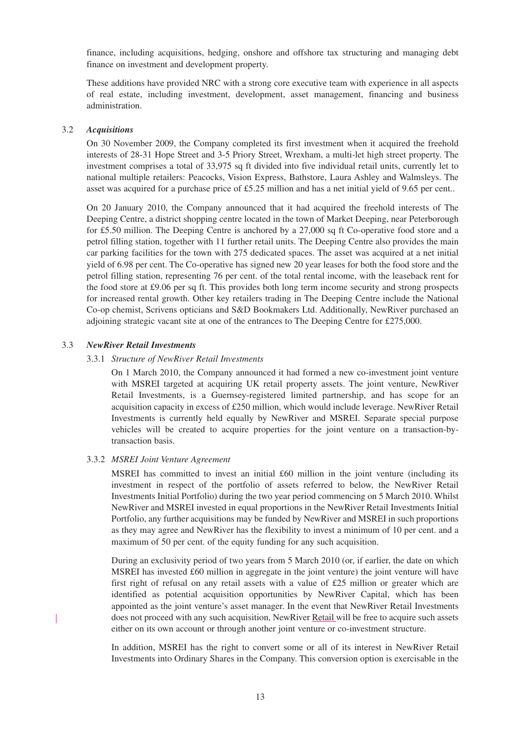finance, including acquisitions, hedging, onshore and offshore tax structuring and managing debt finance on investment and development property.

These additions have provided NRC with a strong core executive team with experience in all aspects of real estate, including investment, development, asset management, financing and business administration.

3.2 ***Acquisitions***

On 30 November 2009, the Company completed its first investment when it acquired the freehold interests of 28-31 Hope Street and 3-5 Priory Street, Wrexham, a multi-let high street property. The investment comprises a total of 33,975 sq ft divided into five individual retail units, currently let to national multiple retailers: Peacocks, Vision Express, Bathstore, Laura Ashley and Walmsleys. The asset was acquired for a purchase price of £5.25 million and has a net initial yield of 9.65 per cent..

On 20 January 2010, the Company announced that it had acquired the freehold interests of The Deeping Centre, a district shopping centre located in the town of Market Deeping, near Peterborough for £5.50 million. The Deeping Centre is anchored by a 27,000 sq ft Co-operative food store and a petrol filling station, together with 11 further retail units. The Deeping Centre also provides the main car parking facilities for the town with 275 dedicated spaces. The asset was acquired at a net initial yield of 6.98 per cent. The Co-operative has signed new 20 year leases for both the food store and the petrol filling station, representing 76 per cent. of the total rental income, with the leaseback rent for the food store at £9.06 per sq ft. This provides both long term income security and strong prospects for increased rental growth. Other key retailers trading in The Deeping Centre include the National Co-op chemist, Scrivens opticians and S&D Bookmakers Ltd. Additionally, NewRiver purchased an adjoining strategic vacant site at one of the entrances to The Deeping Centre for £275,000.

3.3 ***NewRiver Retail Investments***

3.3.1 *Structure of NewRiver Retail Investments*

On 1 March 2010, the Company announced it had formed a new co-investment joint venture with MSREI targeted at acquiring UK retail property assets. The joint venture, NewRiver Retail Investments, is a Guernsey-registered limited partnership, and has scope for an acquisition capacity in excess of £250 million, which would include leverage. NewRiver Retail Investments is currently held equally by NewRiver and MSREI. Separate special purpose vehicles will be created to acquire properties for the joint venture on a transaction-by-transaction basis.

3.3.2 *MSREI Joint Venture Agreement*

MSREI has committed to invest an initial £60 million in the joint venture (including its investment in respect of the portfolio of assets referred to below, the NewRiver Retail Investments Initial Portfolio) during the two year period commencing on 5 March 2010. Whilst NewRiver and MSREI invested in equal proportions in the NewRiver Retail Investments Initial Portfolio, any further acquisitions may be funded by NewRiver and MSREI in such proportions as they may agree and NewRiver has the flexibility to invest a minimum of 10 per cent. and a maximum of 50 per cent. of the equity funding for any such acquisition.

During an exclusivity period of two years from 5 March 2010 (or, if earlier, the date on which MSREI has invested £60 million in aggregate in the joint venture) the joint venture will have first right of refusal on any retail assets with a value of £25 million or greater which are identified as potential acquisition opportunities by NewRiver Capital, which has been appointed as the joint venture's asset manager. In the event that NewRiver Retail Investments does not proceed with any such acquisition, NewRiver Retail will be free to acquire such assets either on its own account or through another joint venture or co-investment structure.

In addition, MSREI has the right to convert some or all of its interest in NewRiver Retail Investments into Ordinary Shares in the Company. This conversion option is exercisable in the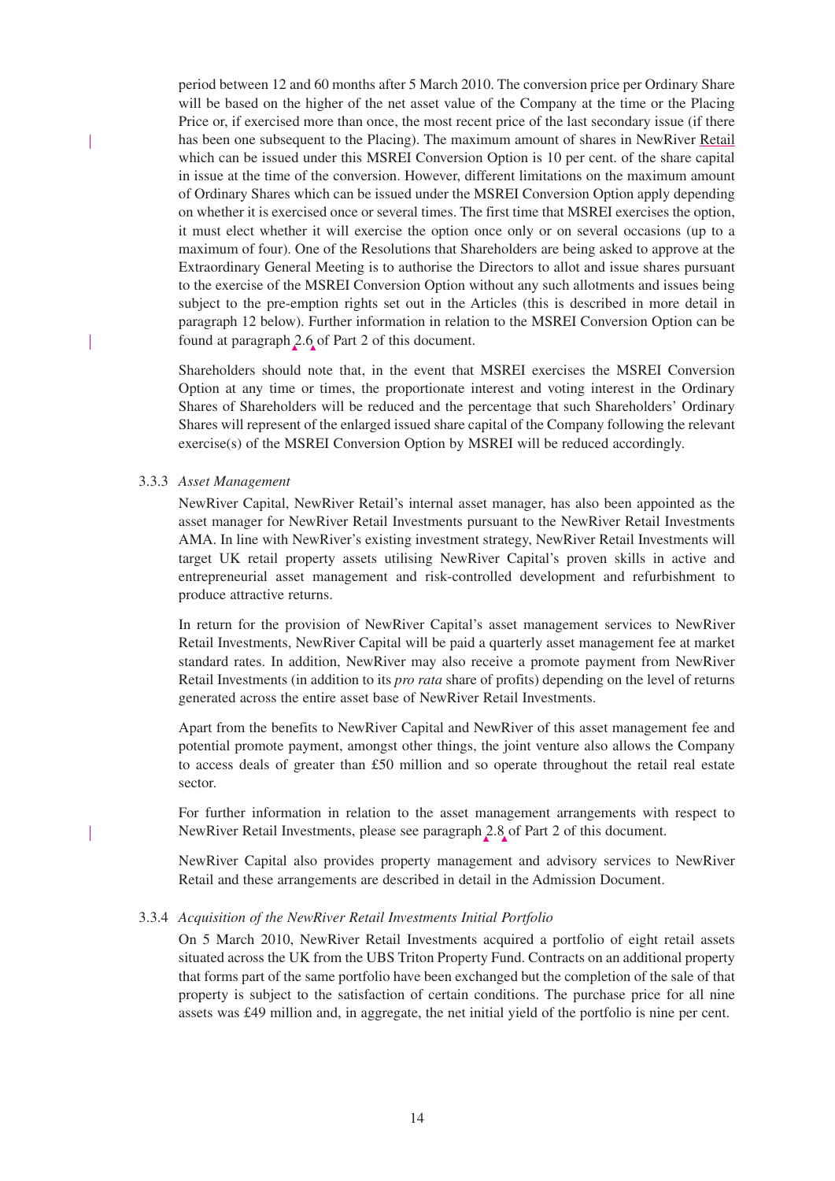period between 12 and 60 months after 5 March 2010. The conversion price per Ordinary Share will be based on the higher of the net asset value of the Company at the time or the Placing Price or, if exercised more than once, the most recent price of the last secondary issue (if there has been one subsequent to the Placing). The maximum amount of shares in NewRiver Retail which can be issued under this MSREI Conversion Option is 10 per cent. of the share capital in issue at the time of the conversion. However, different limitations on the maximum amount of Ordinary Shares which can be issued under the MSREI Conversion Option apply depending on whether it is exercised once or several times. The first time that MSREI exercises the option, it must elect whether it will exercise the option once only or on several occasions (up to a maximum of four). One of the Resolutions that Shareholders are being asked to approve at the Extraordinary General Meeting is to authorise the Directors to allot and issue shares pursuant to the exercise of the MSREI Conversion Option without any such allotments and issues being subject to the pre-emption rights set out in the Articles (this is described in more detail in paragraph 12 below). Further information in relation to the MSREI Conversion Option can be found at paragraph 2.6 of Part 2 of this document.

Shareholders should note that, in the event that MSREI exercises the MSREI Conversion Option at any time or times, the proportionate interest and voting interest in the Ordinary Shares of Shareholders will be reduced and the percentage that such Shareholders' Ordinary Shares will represent of the enlarged issued share capital of the Company following the relevant exercise(s) of the MSREI Conversion Option by MSREI will be reduced accordingly.

3.3.3 *Asset Management*

NewRiver Capital, NewRiver Retail's internal asset manager, has also been appointed as the asset manager for NewRiver Retail Investments pursuant to the NewRiver Retail Investments AMA. In line with NewRiver's existing investment strategy, NewRiver Retail Investments will target UK retail property assets utilising NewRiver Capital's proven skills in active and entrepreneurial asset management and risk-controlled development and refurbishment to produce attractive returns.

In return for the provision of NewRiver Capital's asset management services to NewRiver Retail Investments, NewRiver Capital will be paid a quarterly asset management fee at market standard rates. In addition, NewRiver may also receive a promote payment from NewRiver Retail Investments (in addition to its *pro rata* share of profits) depending on the level of returns generated across the entire asset base of NewRiver Retail Investments.

Apart from the benefits to NewRiver Capital and NewRiver of this asset management fee and potential promote payment, amongst other things, the joint venture also allows the Company to access deals of greater than £50 million and so operate throughout the retail real estate sector.

For further information in relation to the asset management arrangements with respect to NewRiver Retail Investments, please see paragraph 2.8 of Part 2 of this document.

NewRiver Capital also provides property management and advisory services to NewRiver Retail and these arrangements are described in detail in the Admission Document.

3.3.4 *Acquisition of the NewRiver Retail Investments Initial Portfolio*

On 5 March 2010, NewRiver Retail Investments acquired a portfolio of eight retail assets situated across the UK from the UBS Triton Property Fund. Contracts on an additional property that forms part of the same portfolio have been exchanged but the completion of the sale of that property is subject to the satisfaction of certain conditions. The purchase price for all nine assets was £49 million and, in aggregate, the net initial yield of the portfolio is nine per cent.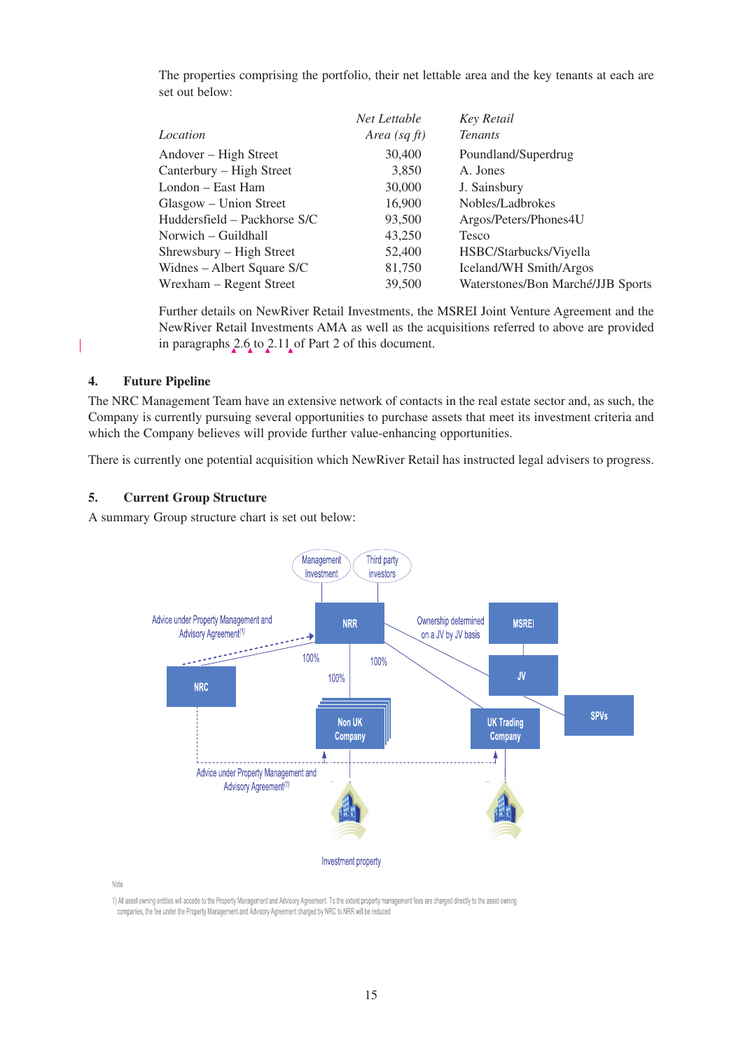The properties comprising the portfolio, their net lettable area and the key tenants at each are set out below:

| *Location* | *Net Lettable Area (sq ft)* | *Key Retail Tenants* |
|---|---|---|
| Andover – High Street | 30,400 | Poundland/Superdrug |
| Canterbury – High Street | 3,850 | A. Jones |
| London – East Ham | 30,000 | J. Sainsbury |
| Glasgow – Union Street | 16,900 | Nobles/Ladbrokes |
| Huddersfield – Packhorse S/C | 93,500 | Argos/Peters/Phones4U |
| Norwich – Guildhall | 43,250 | Tesco |
| Shrewsbury – High Street | 52,400 | HSBC/Starbucks/Viyella |
| Widnes – Albert Square S/C | 81,750 | Iceland/WH Smith/Argos |
| Wrexham – Regent Street | 39,500 | Waterstones/Bon Marché/JJB Sports |

Further details on NewRiver Retail Investments, the MSREI Joint Venture Agreement and the NewRiver Retail Investments AMA as well as the acquisitions referred to above are provided in paragraphs 2.6 to 2.11 of Part 2 of this document.

## 4. Future Pipeline

The NRC Management Team have an extensive network of contacts in the real estate sector and, as such, the Company is currently pursuing several opportunities to purchase assets that meet its investment criteria and which the Company believes will provide further value-enhancing opportunities.

There is currently one potential acquisition which NewRiver Retail has instructed legal advisers to progress.

## 5. Current Group Structure

A summary Group structure chart is set out below:

Note

1) All asset owning entities will accede to the Property Management and Advisory Agreement. To the extent property management fees are charged directly to the asset owning companies, the fee under the Property Management and Advisory Agreement charged by NRC to NRR will be reduced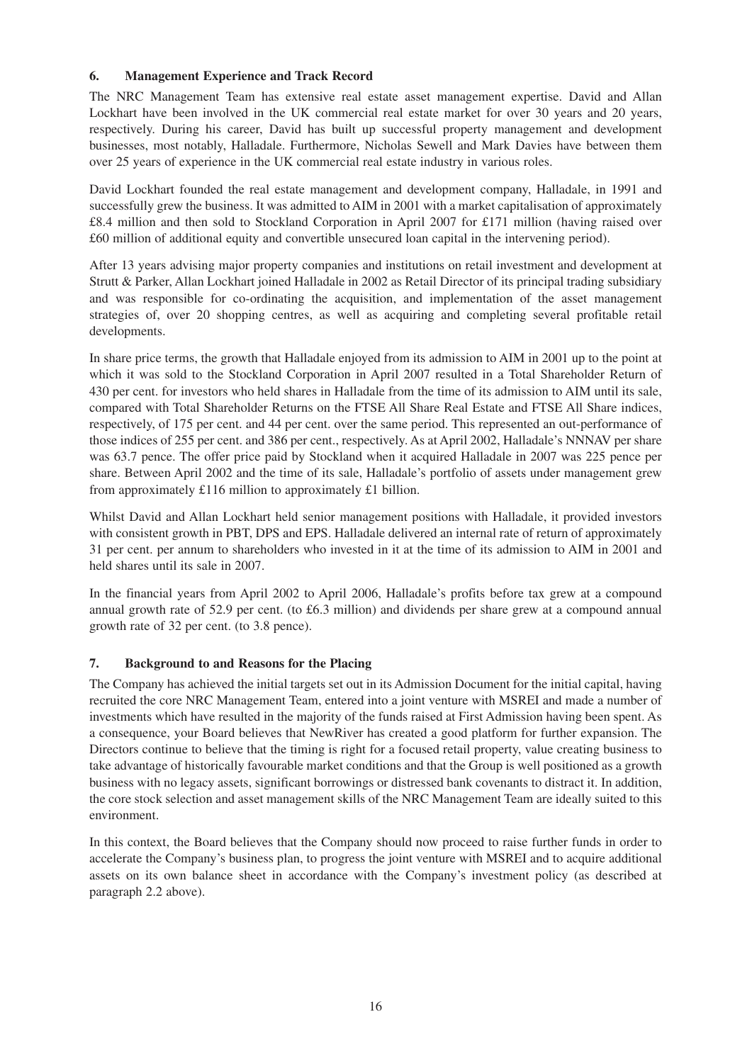## 6. Management Experience and Track Record

The NRC Management Team has extensive real estate asset management expertise. David and Allan Lockhart have been involved in the UK commercial real estate market for over 30 years and 20 years, respectively. During his career, David has built up successful property management and development businesses, most notably, Halladale. Furthermore, Nicholas Sewell and Mark Davies have between them over 25 years of experience in the UK commercial real estate industry in various roles.

David Lockhart founded the real estate management and development company, Halladale, in 1991 and successfully grew the business. It was admitted to AIM in 2001 with a market capitalisation of approximately £8.4 million and then sold to Stockland Corporation in April 2007 for £171 million (having raised over £60 million of additional equity and convertible unsecured loan capital in the intervening period).

After 13 years advising major property companies and institutions on retail investment and development at Strutt & Parker, Allan Lockhart joined Halladale in 2002 as Retail Director of its principal trading subsidiary and was responsible for co-ordinating the acquisition, and implementation of the asset management strategies of, over 20 shopping centres, as well as acquiring and completing several profitable retail developments.

In share price terms, the growth that Halladale enjoyed from its admission to AIM in 2001 up to the point at which it was sold to the Stockland Corporation in April 2007 resulted in a Total Shareholder Return of 430 per cent. for investors who held shares in Halladale from the time of its admission to AIM until its sale, compared with Total Shareholder Returns on the FTSE All Share Real Estate and FTSE All Share indices, respectively, of 175 per cent. and 44 per cent. over the same period. This represented an out-performance of those indices of 255 per cent. and 386 per cent., respectively. As at April 2002, Halladale's NNNAV per share was 63.7 pence. The offer price paid by Stockland when it acquired Halladale in 2007 was 225 pence per share. Between April 2002 and the time of its sale, Halladale's portfolio of assets under management grew from approximately £116 million to approximately £1 billion.

Whilst David and Allan Lockhart held senior management positions with Halladale, it provided investors with consistent growth in PBT, DPS and EPS. Halladale delivered an internal rate of return of approximately 31 per cent. per annum to shareholders who invested in it at the time of its admission to AIM in 2001 and held shares until its sale in 2007.

In the financial years from April 2002 to April 2006, Halladale's profits before tax grew at a compound annual growth rate of 52.9 per cent. (to £6.3 million) and dividends per share grew at a compound annual growth rate of 32 per cent. (to 3.8 pence).

## 7. Background to and Reasons for the Placing

The Company has achieved the initial targets set out in its Admission Document for the initial capital, having recruited the core NRC Management Team, entered into a joint venture with MSREI and made a number of investments which have resulted in the majority of the funds raised at First Admission having been spent. As a consequence, your Board believes that NewRiver has created a good platform for further expansion. The Directors continue to believe that the timing is right for a focused retail property, value creating business to take advantage of historically favourable market conditions and that the Group is well positioned as a growth business with no legacy assets, significant borrowings or distressed bank covenants to distract it. In addition, the core stock selection and asset management skills of the NRC Management Team are ideally suited to this environment.

In this context, the Board believes that the Company should now proceed to raise further funds in order to accelerate the Company's business plan, to progress the joint venture with MSREI and to acquire additional assets on its own balance sheet in accordance with the Company's investment policy (as described at paragraph 2.2 above).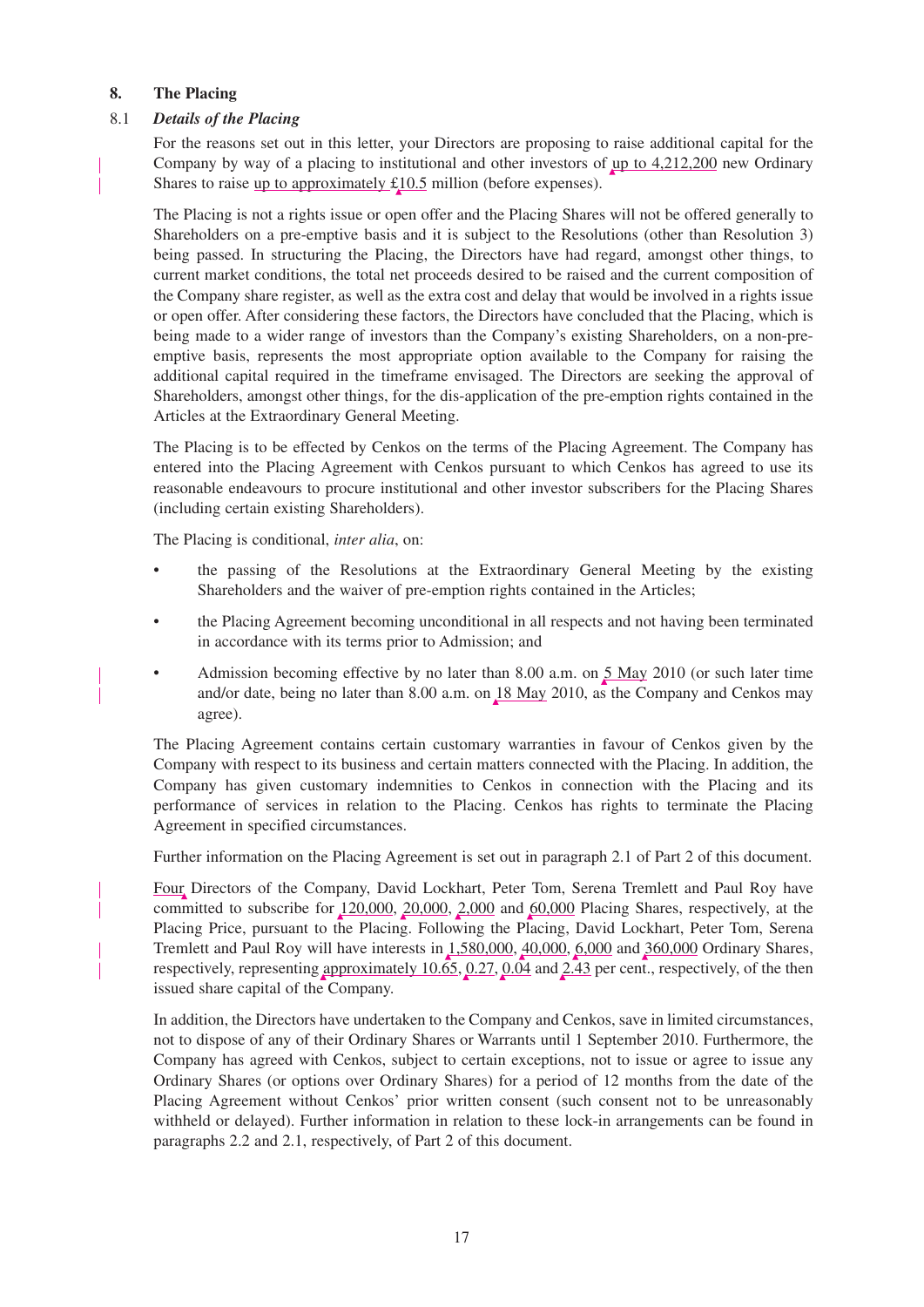## 8. The Placing

### 8.1 *Details of the Placing*

For the reasons set out in this letter, your Directors are proposing to raise additional capital for the Company by way of a placing to institutional and other investors of up to 4,212,200 new Ordinary Shares to raise up to approximately £10.5 million (before expenses).

The Placing is not a rights issue or open offer and the Placing Shares will not be offered generally to Shareholders on a pre-emptive basis and it is subject to the Resolutions (other than Resolution 3) being passed. In structuring the Placing, the Directors have had regard, amongst other things, to current market conditions, the total net proceeds desired to be raised and the current composition of the Company share register, as well as the extra cost and delay that would be involved in a rights issue or open offer. After considering these factors, the Directors have concluded that the Placing, which is being made to a wider range of investors than the Company's existing Shareholders, on a non-pre-emptive basis, represents the most appropriate option available to the Company for raising the additional capital required in the timeframe envisaged. The Directors are seeking the approval of Shareholders, amongst other things, for the dis-application of the pre-emption rights contained in the Articles at the Extraordinary General Meeting.

The Placing is to be effected by Cenkos on the terms of the Placing Agreement. The Company has entered into the Placing Agreement with Cenkos pursuant to which Cenkos has agreed to use its reasonable endeavours to procure institutional and other investor subscribers for the Placing Shares (including certain existing Shareholders).

The Placing is conditional, *inter alia*, on:

- the passing of the Resolutions at the Extraordinary General Meeting by the existing Shareholders and the waiver of pre-emption rights contained in the Articles;
- the Placing Agreement becoming unconditional in all respects and not having been terminated in accordance with its terms prior to Admission; and
- Admission becoming effective by no later than 8.00 a.m. on 5 May 2010 (or such later time and/or date, being no later than 8.00 a.m. on 18 May 2010, as the Company and Cenkos may agree).

The Placing Agreement contains certain customary warranties in favour of Cenkos given by the Company with respect to its business and certain matters connected with the Placing. In addition, the Company has given customary indemnities to Cenkos in connection with the Placing and its performance of services in relation to the Placing. Cenkos has rights to terminate the Placing Agreement in specified circumstances.

Further information on the Placing Agreement is set out in paragraph 2.1 of Part 2 of this document.

Four Directors of the Company, David Lockhart, Peter Tom, Serena Tremlett and Paul Roy have committed to subscribe for 120,000, 20,000, 2,000 and 60,000 Placing Shares, respectively, at the Placing Price, pursuant to the Placing. Following the Placing, David Lockhart, Peter Tom, Serena Tremlett and Paul Roy will have interests in 1,580,000, 40,000, 6,000 and 360,000 Ordinary Shares, respectively, representing approximately 10.65, 0.27, 0.04 and 2.43 per cent., respectively, of the then issued share capital of the Company.

In addition, the Directors have undertaken to the Company and Cenkos, save in limited circumstances, not to dispose of any of their Ordinary Shares or Warrants until 1 September 2010. Furthermore, the Company has agreed with Cenkos, subject to certain exceptions, not to issue or agree to issue any Ordinary Shares (or options over Ordinary Shares) for a period of 12 months from the date of the Placing Agreement without Cenkos' prior written consent (such consent not to be unreasonably withheld or delayed). Further information in relation to these lock-in arrangements can be found in paragraphs 2.2 and 2.1, respectively, of Part 2 of this document.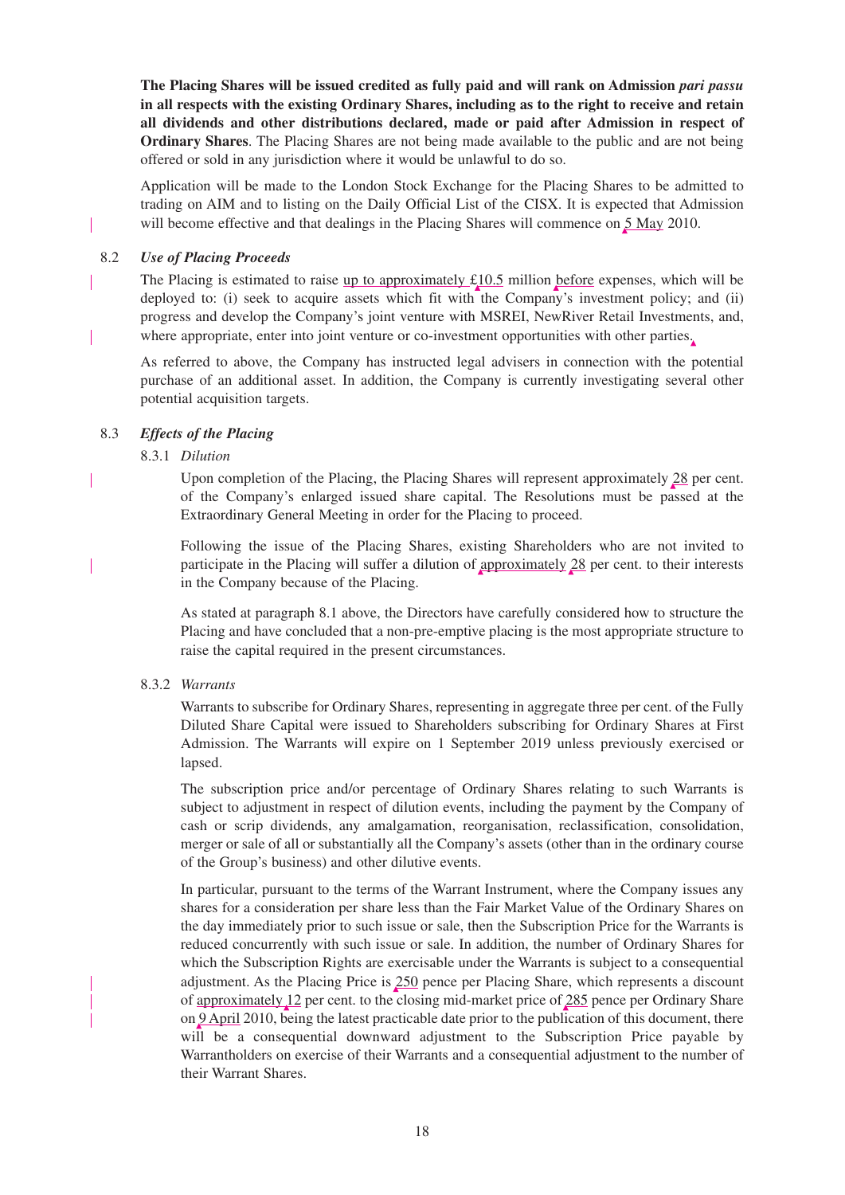**The Placing Shares will be issued credited as fully paid and will rank on Admission *pari passu* in all respects with the existing Ordinary Shares, including as to the right to receive and retain all dividends and other distributions declared, made or paid after Admission in respect of Ordinary Shares**. The Placing Shares are not being made available to the public and are not being offered or sold in any jurisdiction where it would be unlawful to do so.

Application will be made to the London Stock Exchange for the Placing Shares to be admitted to trading on AIM and to listing on the Daily Official List of the CISX. It is expected that Admission will become effective and that dealings in the Placing Shares will commence on 5 May 2010.

8.2 *Use of Placing Proceeds*

The Placing is estimated to raise up to approximately £10.5 million before expenses, which will be deployed to: (i) seek to acquire assets which fit with the Company's investment policy; and (ii) progress and develop the Company's joint venture with MSREI, NewRiver Retail Investments, and, where appropriate, enter into joint venture or co-investment opportunities with other parties.

As referred to above, the Company has instructed legal advisers in connection with the potential purchase of an additional asset. In addition, the Company is currently investigating several other potential acquisition targets.

8.3 *Effects of the Placing*

8.3.1 *Dilution*

Upon completion of the Placing, the Placing Shares will represent approximately 28 per cent. of the Company's enlarged issued share capital. The Resolutions must be passed at the Extraordinary General Meeting in order for the Placing to proceed.

Following the issue of the Placing Shares, existing Shareholders who are not invited to participate in the Placing will suffer a dilution of approximately 28 per cent. to their interests in the Company because of the Placing.

As stated at paragraph 8.1 above, the Directors have carefully considered how to structure the Placing and have concluded that a non-pre-emptive placing is the most appropriate structure to raise the capital required in the present circumstances.

8.3.2 *Warrants*

Warrants to subscribe for Ordinary Shares, representing in aggregate three per cent. of the Fully Diluted Share Capital were issued to Shareholders subscribing for Ordinary Shares at First Admission. The Warrants will expire on 1 September 2019 unless previously exercised or lapsed.

The subscription price and/or percentage of Ordinary Shares relating to such Warrants is subject to adjustment in respect of dilution events, including the payment by the Company of cash or scrip dividends, any amalgamation, reorganisation, reclassification, consolidation, merger or sale of all or substantially all the Company's assets (other than in the ordinary course of the Group's business) and other dilutive events.

In particular, pursuant to the terms of the Warrant Instrument, where the Company issues any shares for a consideration per share less than the Fair Market Value of the Ordinary Shares on the day immediately prior to such issue or sale, then the Subscription Price for the Warrants is reduced concurrently with such issue or sale. In addition, the number of Ordinary Shares for which the Subscription Rights are exercisable under the Warrants is subject to a consequential adjustment. As the Placing Price is 250 pence per Placing Share, which represents a discount of approximately 12 per cent. to the closing mid-market price of 285 pence per Ordinary Share on 9 April 2010, being the latest practicable date prior to the publication of this document, there will be a consequential downward adjustment to the Subscription Price payable by Warrantholders on exercise of their Warrants and a consequential adjustment to the number of their Warrant Shares.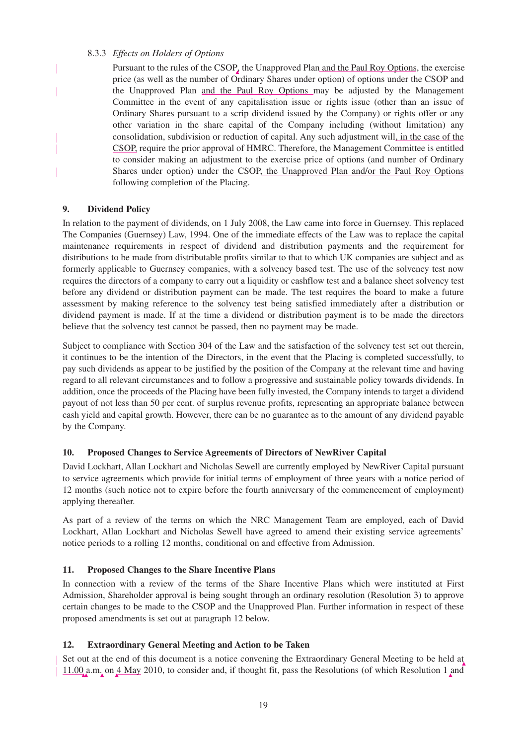8.3.3 *Effects on Holders of Options*

Pursuant to the rules of the CSOP, the Unapproved Plan and the Paul Roy Options, the exercise price (as well as the number of Ordinary Shares under option) of options under the CSOP and the Unapproved Plan and the Paul Roy Options may be adjusted by the Management Committee in the event of any capitalisation issue or rights issue (other than an issue of Ordinary Shares pursuant to a scrip dividend issued by the Company) or rights offer or any other variation in the share capital of the Company including (without limitation) any consolidation, subdivision or reduction of capital. Any such adjustment will, in the case of the CSOP, require the prior approval of HMRC. Therefore, the Management Committee is entitled to consider making an adjustment to the exercise price of options (and number of Ordinary Shares under option) under the CSOP, the Unapproved Plan and/or the Paul Roy Options following completion of the Placing.

## 9. Dividend Policy

In relation to the payment of dividends, on 1 July 2008, the Law came into force in Guernsey. This replaced The Companies (Guernsey) Law, 1994. One of the immediate effects of the Law was to replace the capital maintenance requirements in respect of dividend and distribution payments and the requirement for distributions to be made from distributable profits similar to that to which UK companies are subject and as formerly applicable to Guernsey companies, with a solvency based test. The use of the solvency test now requires the directors of a company to carry out a liquidity or cashflow test and a balance sheet solvency test before any dividend or distribution payment can be made. The test requires the board to make a future assessment by making reference to the solvency test being satisfied immediately after a distribution or dividend payment is made. If at the time a dividend or distribution payment is to be made the directors believe that the solvency test cannot be passed, then no payment may be made.

Subject to compliance with Section 304 of the Law and the satisfaction of the solvency test set out therein, it continues to be the intention of the Directors, in the event that the Placing is completed successfully, to pay such dividends as appear to be justified by the position of the Company at the relevant time and having regard to all relevant circumstances and to follow a progressive and sustainable policy towards dividends. In addition, once the proceeds of the Placing have been fully invested, the Company intends to target a dividend payout of not less than 50 per cent. of surplus revenue profits, representing an appropriate balance between cash yield and capital growth. However, there can be no guarantee as to the amount of any dividend payable by the Company.

## 10. Proposed Changes to Service Agreements of Directors of NewRiver Capital

David Lockhart, Allan Lockhart and Nicholas Sewell are currently employed by NewRiver Capital pursuant to service agreements which provide for initial terms of employment of three years with a notice period of 12 months (such notice not to expire before the fourth anniversary of the commencement of employment) applying thereafter.

As part of a review of the terms on which the NRC Management Team are employed, each of David Lockhart, Allan Lockhart and Nicholas Sewell have agreed to amend their existing service agreements' notice periods to a rolling 12 months, conditional on and effective from Admission.

## 11. Proposed Changes to the Share Incentive Plans

In connection with a review of the terms of the Share Incentive Plans which were instituted at First Admission, Shareholder approval is being sought through an ordinary resolution (Resolution 3) to approve certain changes to be made to the CSOP and the Unapproved Plan. Further information in respect of these proposed amendments is set out at paragraph 12 below.

## 12. Extraordinary General Meeting and Action to be Taken

Set out at the end of this document is a notice convening the Extraordinary General Meeting to be held at 11.00 a.m. on 4 May 2010, to consider and, if thought fit, pass the Resolutions (of which Resolution 1 and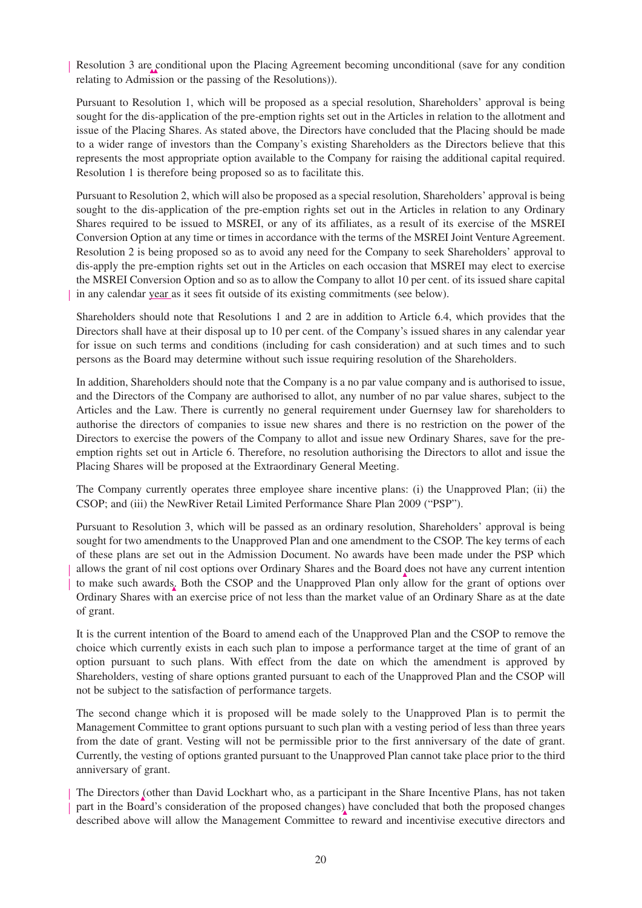Resolution 3 are conditional upon the Placing Agreement becoming unconditional (save for any condition relating to Admission or the passing of the Resolutions)).

Pursuant to Resolution 1, which will be proposed as a special resolution, Shareholders' approval is being sought for the dis-application of the pre-emption rights set out in the Articles in relation to the allotment and issue of the Placing Shares. As stated above, the Directors have concluded that the Placing should be made to a wider range of investors than the Company's existing Shareholders as the Directors believe that this represents the most appropriate option available to the Company for raising the additional capital required. Resolution 1 is therefore being proposed so as to facilitate this.

Pursuant to Resolution 2, which will also be proposed as a special resolution, Shareholders' approval is being sought to the dis-application of the pre-emption rights set out in the Articles in relation to any Ordinary Shares required to be issued to MSREI, or any of its affiliates, as a result of its exercise of the MSREI Conversion Option at any time or times in accordance with the terms of the MSREI Joint Venture Agreement. Resolution 2 is being proposed so as to avoid any need for the Company to seek Shareholders' approval to dis-apply the pre-emption rights set out in the Articles on each occasion that MSREI may elect to exercise the MSREI Conversion Option and so as to allow the Company to allot 10 per cent. of its issued share capital in any calendar year as it sees fit outside of its existing commitments (see below).

Shareholders should note that Resolutions 1 and 2 are in addition to Article 6.4, which provides that the Directors shall have at their disposal up to 10 per cent. of the Company's issued shares in any calendar year for issue on such terms and conditions (including for cash consideration) and at such times and to such persons as the Board may determine without such issue requiring resolution of the Shareholders.

In addition, Shareholders should note that the Company is a no par value company and is authorised to issue, and the Directors of the Company are authorised to allot, any number of no par value shares, subject to the Articles and the Law. There is currently no general requirement under Guernsey law for shareholders to authorise the directors of companies to issue new shares and there is no restriction on the power of the Directors to exercise the powers of the Company to allot and issue new Ordinary Shares, save for the pre-emption rights set out in Article 6. Therefore, no resolution authorising the Directors to allot and issue the Placing Shares will be proposed at the Extraordinary General Meeting.

The Company currently operates three employee share incentive plans: (i) the Unapproved Plan; (ii) the CSOP; and (iii) the NewRiver Retail Limited Performance Share Plan 2009 ("PSP").

Pursuant to Resolution 3, which will be passed as an ordinary resolution, Shareholders' approval is being sought for two amendments to the Unapproved Plan and one amendment to the CSOP. The key terms of each of these plans are set out in the Admission Document. No awards have been made under the PSP which allows the grant of nil cost options over Ordinary Shares and the Board does not have any current intention to make such awards. Both the CSOP and the Unapproved Plan only allow for the grant of options over Ordinary Shares with an exercise price of not less than the market value of an Ordinary Share as at the date of grant.

It is the current intention of the Board to amend each of the Unapproved Plan and the CSOP to remove the choice which currently exists in each such plan to impose a performance target at the time of grant of an option pursuant to such plans. With effect from the date on which the amendment is approved by Shareholders, vesting of share options granted pursuant to each of the Unapproved Plan and the CSOP will not be subject to the satisfaction of performance targets.

The second change which it is proposed will be made solely to the Unapproved Plan is to permit the Management Committee to grant options pursuant to such plan with a vesting period of less than three years from the date of grant. Vesting will not be permissible prior to the first anniversary of the date of grant. Currently, the vesting of options granted pursuant to the Unapproved Plan cannot take place prior to the third anniversary of grant.

The Directors (other than David Lockhart who, as a participant in the Share Incentive Plans, has not taken part in the Board's consideration of the proposed changes) have concluded that both the proposed changes described above will allow the Management Committee to reward and incentivise executive directors and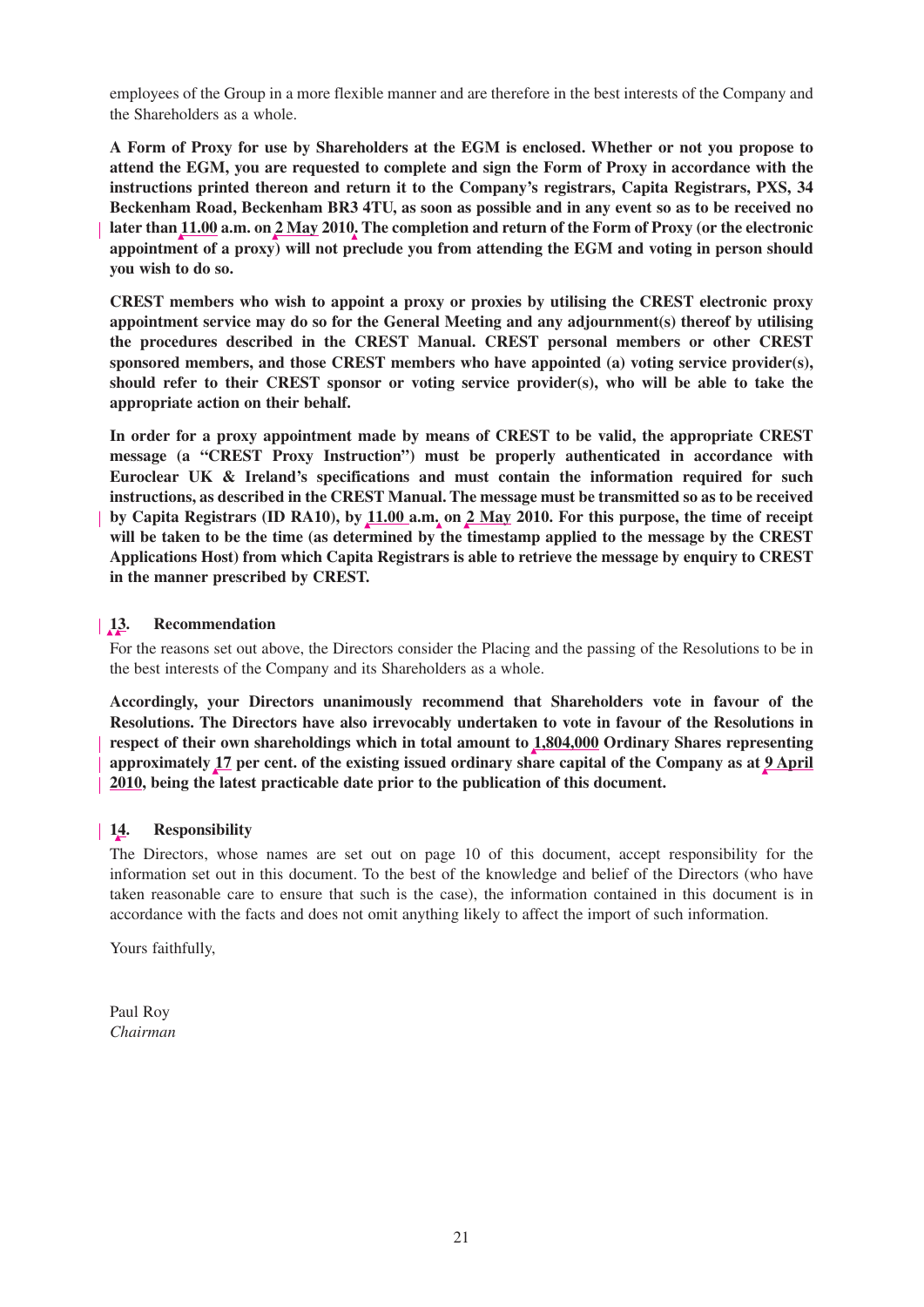employees of the Group in a more flexible manner and are therefore in the best interests of the Company and the Shareholders as a whole.

**A Form of Proxy for use by Shareholders at the EGM is enclosed. Whether or not you propose to attend the EGM, you are requested to complete and sign the Form of Proxy in accordance with the instructions printed thereon and return it to the Company's registrars, Capita Registrars, PXS, 34 Beckenham Road, Beckenham BR3 4TU, as soon as possible and in any event so as to be received no later than 11.00 a.m. on 2 May 2010. The completion and return of the Form of Proxy (or the electronic appointment of a proxy) will not preclude you from attending the EGM and voting in person should you wish to do so.**

**CREST members who wish to appoint a proxy or proxies by utilising the CREST electronic proxy appointment service may do so for the General Meeting and any adjournment(s) thereof by utilising the procedures described in the CREST Manual. CREST personal members or other CREST sponsored members, and those CREST members who have appointed (a) voting service provider(s), should refer to their CREST sponsor or voting service provider(s), who will be able to take the appropriate action on their behalf.**

**In order for a proxy appointment made by means of CREST to be valid, the appropriate CREST message (a "CREST Proxy Instruction") must be properly authenticated in accordance with Euroclear UK & Ireland's specifications and must contain the information required for such instructions, as described in the CREST Manual. The message must be transmitted so as to be received by Capita Registrars (ID RA10), by 11.00 a.m. on 2 May 2010. For this purpose, the time of receipt will be taken to be the time (as determined by the timestamp applied to the message by the CREST Applications Host) from which Capita Registrars is able to retrieve the message by enquiry to CREST in the manner prescribed by CREST.**

## 13. Recommendation

For the reasons set out above, the Directors consider the Placing and the passing of the Resolutions to be in the best interests of the Company and its Shareholders as a whole.

**Accordingly, your Directors unanimously recommend that Shareholders vote in favour of the Resolutions. The Directors have also irrevocably undertaken to vote in favour of the Resolutions in respect of their own shareholdings which in total amount to 1,804,000 Ordinary Shares representing approximately 17 per cent. of the existing issued ordinary share capital of the Company as at 9 April 2010, being the latest practicable date prior to the publication of this document.**

## 14. Responsibility

The Directors, whose names are set out on page 10 of this document, accept responsibility for the information set out in this document. To the best of the knowledge and belief of the Directors (who have taken reasonable care to ensure that such is the case), the information contained in this document is in accordance with the facts and does not omit anything likely to affect the import of such information.

Yours faithfully,

Paul Roy
*Chairman*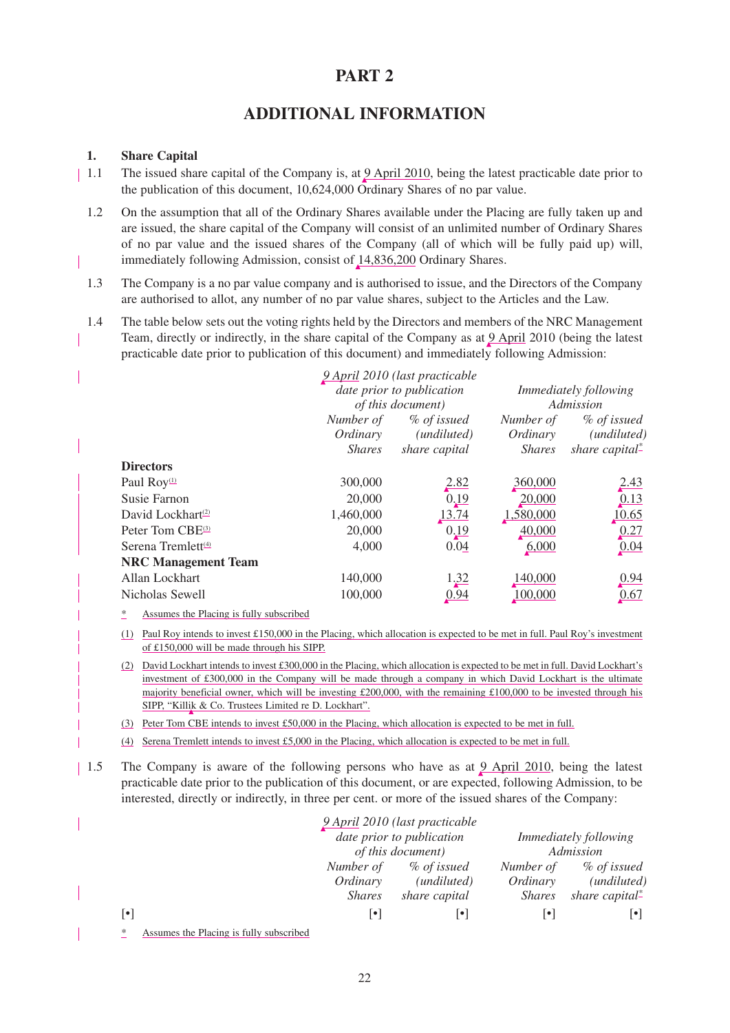# PART 2

## ADDITIONAL INFORMATION

**1. Share Capital**

1.1 The issued share capital of the Company is, at 9 April 2010, being the latest practicable date prior to the publication of this document, 10,624,000 Ordinary Shares of no par value.

1.2 On the assumption that all of the Ordinary Shares available under the Placing are fully taken up and are issued, the share capital of the Company will consist of an unlimited number of Ordinary Shares of no par value and the issued shares of the Company (all of which will be fully paid up) will, immediately following Admission, consist of 14,836,200 Ordinary Shares.

1.3 The Company is a no par value company and is authorised to issue, and the Directors of the Company are authorised to allot, any number of no par value shares, subject to the Articles and the Law.

1.4 The table below sets out the voting rights held by the Directors and members of the NRC Management Team, directly or indirectly, in the share capital of the Company as at 9 April 2010 (being the latest practicable date prior to publication of this document) and immediately following Admission:

| | *9 April 2010 (last practicable date prior to publication of this document)* | | *Immediately following Admission* | |
|---|---|---|---|---|
| | *Number of Ordinary Shares* | *% of issued (undiluted) share capital* | *Number of Ordinary Shares* | *% of issued (undiluted) share capital\** |
| **Directors** | | | | |
| Paul Roy[(1)] | 300,000 | 2.82 | 360,000 | 2.43 |
| Susie Farnon | 20,000 | 0.19 | 20,000 | 0.13 |
| David Lockhart[(2)] | 1,460,000 | 13.74 | 1,580,000 | 10.65 |
| Peter Tom CBE[(3)] | 20,000 | 0.19 | 40,000 | 0.27 |
| Serena Tremlett[(4)] | 4,000 | 0.04 | 6,000 | 0.04 |
| **NRC Management Team** | | | | |
| Allan Lockhart | 140,000 | 1.32 | 140,000 | 0.94 |
| Nicholas Sewell | 100,000 | 0.94 | 100,000 | 0.67 |

\* Assumes the Placing is fully subscribed

(1) Paul Roy intends to invest £150,000 in the Placing, which allocation is expected to be met in full. Paul Roy's investment of £150,000 will be made through his SIPP.

(2) David Lockhart intends to invest £300,000 in the Placing, which allocation is expected to be met in full. David Lockhart's investment of £300,000 in the Company will be made through a company in which David Lockhart is the ultimate majority beneficial owner, which will be investing £200,000, with the remaining £100,000 to be invested through his SIPP, "Killik & Co. Trustees Limited re D. Lockhart".

(3) Peter Tom CBE intends to invest £50,000 in the Placing, which allocation is expected to be met in full.

(4) Serena Tremlett intends to invest £5,000 in the Placing, which allocation is expected to be met in full.

1.5 The Company is aware of the following persons who have as at 9 April 2010, being the latest practicable date prior to the publication of this document, or are expected, following Admission, to be interested, directly or indirectly, in three per cent. or more of the issued shares of the Company:

| | *9 April 2010 (last practicable date prior to publication of this document)* | | *Immediately following Admission* | |
|---|---|---|---|---|
| | *Number of Ordinary Shares* | *% of issued (undiluted) share capital* | *Number of Ordinary Shares* | *% of issued (undiluted) share capital\** |
| [•] | [•] | [•] | [•] | [•] |

\* Assumes the Placing is fully subscribed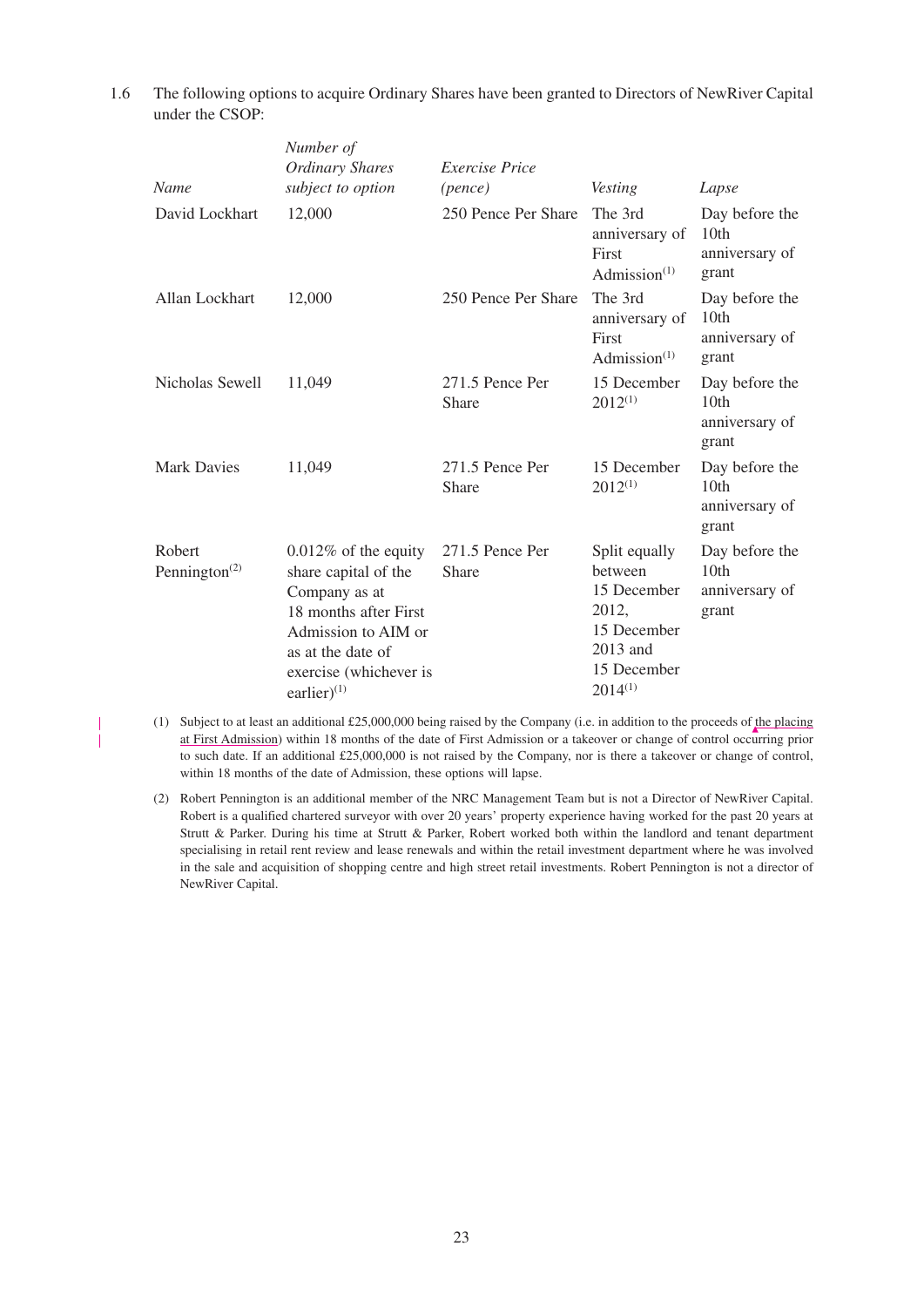1.6 The following options to acquire Ordinary Shares have been granted to Directors of NewRiver Capital under the CSOP:

| *Name* | *Number of Ordinary Shares subject to option* | *Exercise Price (pence)* | *Vesting* | *Lapse* |
|---|---|---|---|---|
| David Lockhart | 12,000 | 250 Pence Per Share | The 3rd anniversary of First Admission[(1)] | Day before the 10th anniversary of grant |
| Allan Lockhart | 12,000 | 250 Pence Per Share | The 3rd anniversary of First Admission[(1)] | Day before the 10th anniversary of grant |
| Nicholas Sewell | 11,049 | 271.5 Pence Per Share | 15 December 2012[(1)] | Day before the 10th anniversary of grant |
| Mark Davies | 11,049 | 271.5 Pence Per Share | 15 December 2012[(1)] | Day before the 10th anniversary of grant |
| Robert Pennington[(2)] | 0.012% of the equity share capital of the Company as at 18 months after First Admission to AIM or as at the date of exercise (whichever is earlier)[(1)] | 271.5 Pence Per Share | Split equally between 15 December 2012, 15 December 2013 and 15 December 2014[(1)] | Day before the 10th anniversary of grant |

(1) Subject to at least an additional £25,000,000 being raised by the Company (i.e. in addition to the proceeds of the placing at First Admission) within 18 months of the date of First Admission or a takeover or change of control occurring prior to such date. If an additional £25,000,000 is not raised by the Company, nor is there a takeover or change of control, within 18 months of the date of Admission, these options will lapse.

(2) Robert Pennington is an additional member of the NRC Management Team but is not a Director of NewRiver Capital. Robert is a qualified chartered surveyor with over 20 years' property experience having worked for the past 20 years at Strutt & Parker. During his time at Strutt & Parker, Robert worked both within the landlord and tenant department specialising in retail rent review and lease renewals and within the retail investment department where he was involved in the sale and acquisition of shopping centre and high street retail investments. Robert Pennington is not a director of NewRiver Capital.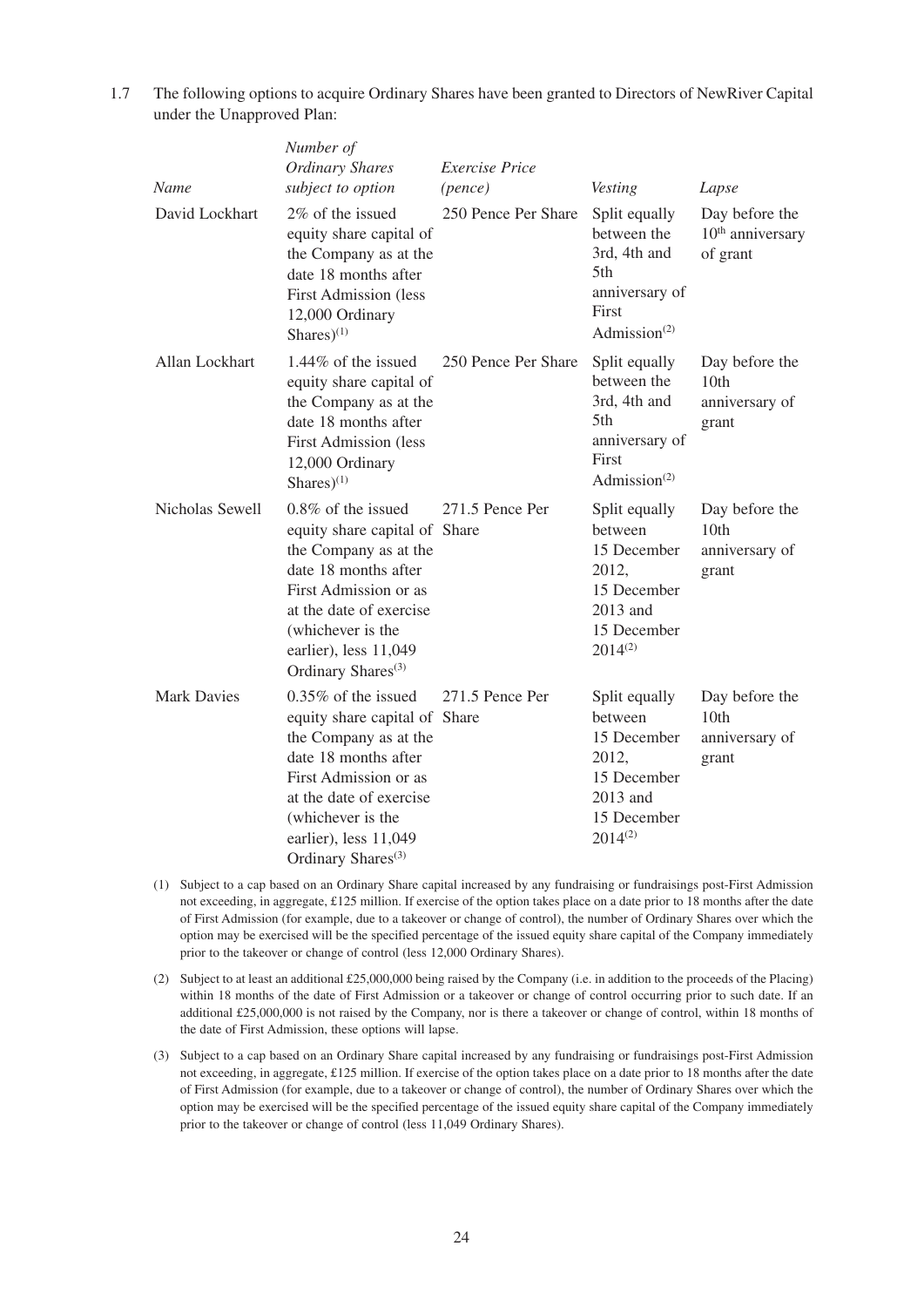1.7 The following options to acquire Ordinary Shares have been granted to Directors of NewRiver Capital under the Unapproved Plan:

| *Name* | *Number of Ordinary Shares subject to option* | *Exercise Price (pence)* | *Vesting* | *Lapse* |
|---|---|---|---|---|
| David Lockhart | 2% of the issued equity share capital of the Company as at the date 18 months after First Admission (less 12,000 Ordinary Shares)(1) | 250 Pence Per Share | Split equally between the 3rd, 4th and 5th anniversary of First Admission(2) | Day before the 10th anniversary of grant |
| Allan Lockhart | 1.44% of the issued equity share capital of the Company as at the date 18 months after First Admission (less 12,000 Ordinary Shares)(1) | 250 Pence Per Share | Split equally between the 3rd, 4th and 5th anniversary of First Admission(2) | Day before the 10th anniversary of grant |
| Nicholas Sewell | 0.8% of the issued equity share capital of the Company as at the date 18 months after First Admission or as at the date of exercise (whichever is the earlier), less 11,049 Ordinary Shares(3) | 271.5 Pence Per Share | Split equally between 15 December 2012, 15 December 2013 and 15 December 2014(2) | Day before the 10th anniversary of grant |
| Mark Davies | 0.35% of the issued equity share capital of the Company as at the date 18 months after First Admission or as at the date of exercise (whichever is the earlier), less 11,049 Ordinary Shares(3) | 271.5 Pence Per Share | Split equally between 15 December 2012, 15 December 2013 and 15 December 2014(2) | Day before the 10th anniversary of grant |

(1) Subject to a cap based on an Ordinary Share capital increased by any fundraising or fundraisings post-First Admission not exceeding, in aggregate, £125 million. If exercise of the option takes place on a date prior to 18 months after the date of First Admission (for example, due to a takeover or change of control), the number of Ordinary Shares over which the option may be exercised will be the specified percentage of the issued equity share capital of the Company immediately prior to the takeover or change of control (less 12,000 Ordinary Shares).

(2) Subject to at least an additional £25,000,000 being raised by the Company (i.e. in addition to the proceeds of the Placing) within 18 months of the date of First Admission or a takeover or change of control occurring prior to such date. If an additional £25,000,000 is not raised by the Company, nor is there a takeover or change of control, within 18 months of the date of First Admission, these options will lapse.

(3) Subject to a cap based on an Ordinary Share capital increased by any fundraising or fundraisings post-First Admission not exceeding, in aggregate, £125 million. If exercise of the option takes place on a date prior to 18 months after the date of First Admission (for example, due to a takeover or change of control), the number of Ordinary Shares over which the option may be exercised will be the specified percentage of the issued equity share capital of the Company immediately prior to the takeover or change of control (less 11,049 Ordinary Shares).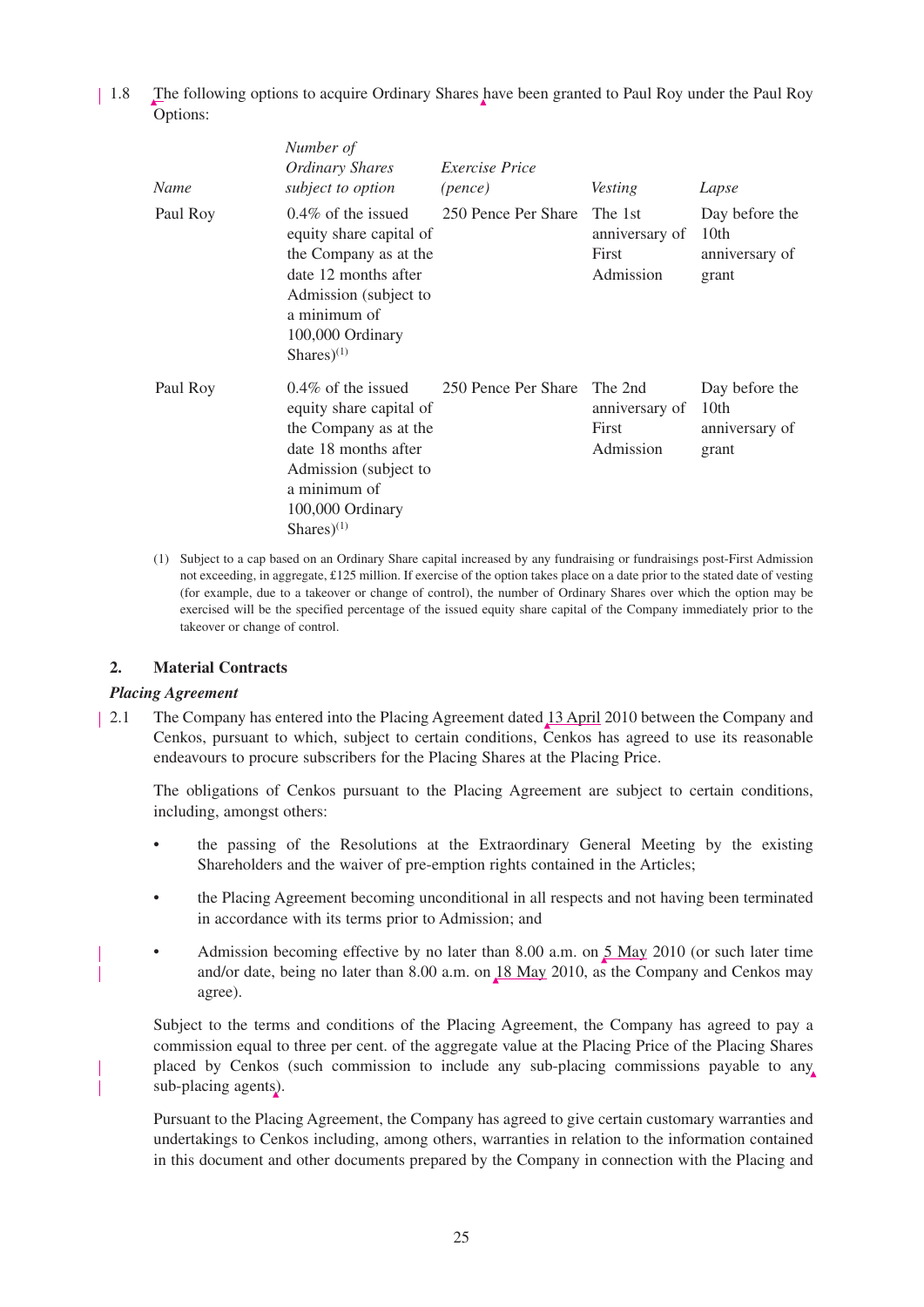1.8 The following options to acquire Ordinary Shares have been granted to Paul Roy under the Paul Roy Options:

| *Name* | *Number of Ordinary Shares subject to option* | *Exercise Price (pence)* | *Vesting* | *Lapse* |
|---|---|---|---|---|
| Paul Roy | 0.4% of the issued equity share capital of the Company as at the date 12 months after Admission (subject to a minimum of 100,000 Ordinary Shares)(1) | 250 Pence Per Share | The 1st anniversary of First Admission | Day before the 10th anniversary of grant |
| Paul Roy | 0.4% of the issued equity share capital of the Company as at the date 18 months after Admission (subject to a minimum of 100,000 Ordinary Shares)(1) | 250 Pence Per Share | The 2nd anniversary of First Admission | Day before the 10th anniversary of grant |

(1) Subject to a cap based on an Ordinary Share capital increased by any fundraising or fundraisings post-First Admission not exceeding, in aggregate, £125 million. If exercise of the option takes place on a date prior to the stated date of vesting (for example, due to a takeover or change of control), the number of Ordinary Shares over which the option may be exercised will be the specified percentage of the issued equity share capital of the Company immediately prior to the takeover or change of control.

## 2. Material Contracts

***Placing Agreement***

2.1 The Company has entered into the Placing Agreement dated 13 April 2010 between the Company and Cenkos, pursuant to which, subject to certain conditions, Cenkos has agreed to use its reasonable endeavours to procure subscribers for the Placing Shares at the Placing Price.

The obligations of Cenkos pursuant to the Placing Agreement are subject to certain conditions, including, amongst others:

- the passing of the Resolutions at the Extraordinary General Meeting by the existing Shareholders and the waiver of pre-emption rights contained in the Articles;
- the Placing Agreement becoming unconditional in all respects and not having been terminated in accordance with its terms prior to Admission; and
- Admission becoming effective by no later than 8.00 a.m. on 5 May 2010 (or such later time and/or date, being no later than 8.00 a.m. on 18 May 2010, as the Company and Cenkos may agree).

Subject to the terms and conditions of the Placing Agreement, the Company has agreed to pay a commission equal to three per cent. of the aggregate value at the Placing Price of the Placing Shares placed by Cenkos (such commission to include any sub-placing commissions payable to any sub-placing agents).

Pursuant to the Placing Agreement, the Company has agreed to give certain customary warranties and undertakings to Cenkos including, among others, warranties in relation to the information contained in this document and other documents prepared by the Company in connection with the Placing and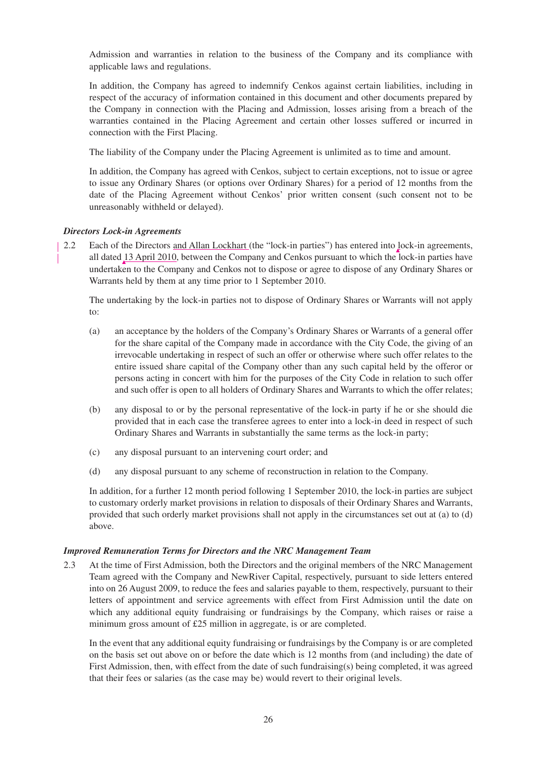Admission and warranties in relation to the business of the Company and its compliance with applicable laws and regulations.

In addition, the Company has agreed to indemnify Cenkos against certain liabilities, including in respect of the accuracy of information contained in this document and other documents prepared by the Company in connection with the Placing and Admission, losses arising from a breach of the warranties contained in the Placing Agreement and certain other losses suffered or incurred in connection with the First Placing.

The liability of the Company under the Placing Agreement is unlimited as to time and amount.

In addition, the Company has agreed with Cenkos, subject to certain exceptions, not to issue or agree to issue any Ordinary Shares (or options over Ordinary Shares) for a period of 12 months from the date of the Placing Agreement without Cenkos' prior written consent (such consent not to be unreasonably withheld or delayed).

***Directors Lock-in Agreements***

2.2 Each of the Directors and Allan Lockhart (the "lock-in parties") has entered into lock-in agreements, all dated 13 April 2010, between the Company and Cenkos pursuant to which the lock-in parties have undertaken to the Company and Cenkos not to dispose or agree to dispose of any Ordinary Shares or Warrants held by them at any time prior to 1 September 2010.

The undertaking by the lock-in parties not to dispose of Ordinary Shares or Warrants will not apply to:

(a) an acceptance by the holders of the Company's Ordinary Shares or Warrants of a general offer for the share capital of the Company made in accordance with the City Code, the giving of an irrevocable undertaking in respect of such an offer or otherwise where such offer relates to the entire issued share capital of the Company other than any such capital held by the offeror or persons acting in concert with him for the purposes of the City Code in relation to such offer and such offer is open to all holders of Ordinary Shares and Warrants to which the offer relates;

(b) any disposal to or by the personal representative of the lock-in party if he or she should die provided that in each case the transferee agrees to enter into a lock-in deed in respect of such Ordinary Shares and Warrants in substantially the same terms as the lock-in party;

(c) any disposal pursuant to an intervening court order; and

(d) any disposal pursuant to any scheme of reconstruction in relation to the Company.

In addition, for a further 12 month period following 1 September 2010, the lock-in parties are subject to customary orderly market provisions in relation to disposals of their Ordinary Shares and Warrants, provided that such orderly market provisions shall not apply in the circumstances set out at (a) to (d) above.

***Improved Remuneration Terms for Directors and the NRC Management Team***

2.3 At the time of First Admission, both the Directors and the original members of the NRC Management Team agreed with the Company and NewRiver Capital, respectively, pursuant to side letters entered into on 26 August 2009, to reduce the fees and salaries payable to them, respectively, pursuant to their letters of appointment and service agreements with effect from First Admission until the date on which any additional equity fundraising or fundraisings by the Company, which raises or raise a minimum gross amount of £25 million in aggregate, is or are completed.

In the event that any additional equity fundraising or fundraisings by the Company is or are completed on the basis set out above on or before the date which is 12 months from (and including) the date of First Admission, then, with effect from the date of such fundraising(s) being completed, it was agreed that their fees or salaries (as the case may be) would revert to their original levels.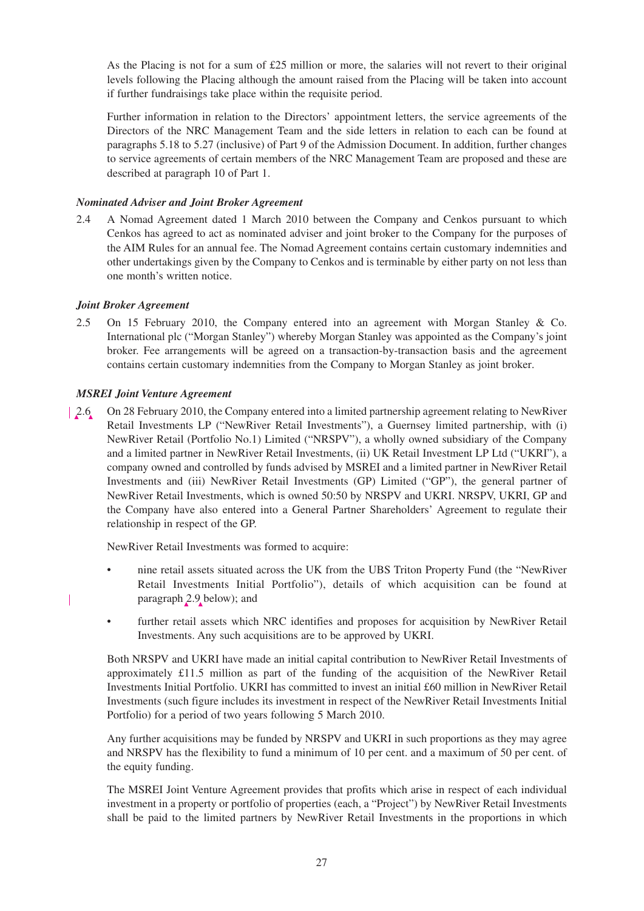As the Placing is not for a sum of £25 million or more, the salaries will not revert to their original levels following the Placing although the amount raised from the Placing will be taken into account if further fundraisings take place within the requisite period.

Further information in relation to the Directors' appointment letters, the service agreements of the Directors of the NRC Management Team and the side letters in relation to each can be found at paragraphs 5.18 to 5.27 (inclusive) of Part 9 of the Admission Document. In addition, further changes to service agreements of certain members of the NRC Management Team are proposed and these are described at paragraph 10 of Part 1.

***Nominated Adviser and Joint Broker Agreement***

2.4 A Nomad Agreement dated 1 March 2010 between the Company and Cenkos pursuant to which Cenkos has agreed to act as nominated adviser and joint broker to the Company for the purposes of the AIM Rules for an annual fee. The Nomad Agreement contains certain customary indemnities and other undertakings given by the Company to Cenkos and is terminable by either party on not less than one month's written notice.

***Joint Broker Agreement***

2.5 On 15 February 2010, the Company entered into an agreement with Morgan Stanley & Co. International plc ("Morgan Stanley") whereby Morgan Stanley was appointed as the Company's joint broker. Fee arrangements will be agreed on a transaction-by-transaction basis and the agreement contains certain customary indemnities from the Company to Morgan Stanley as joint broker.

***MSREI Joint Venture Agreement***

2.6 On 28 February 2010, the Company entered into a limited partnership agreement relating to NewRiver Retail Investments LP ("NewRiver Retail Investments"), a Guernsey limited partnership, with (i) NewRiver Retail (Portfolio No.1) Limited ("NRSPV"), a wholly owned subsidiary of the Company and a limited partner in NewRiver Retail Investments, (ii) UK Retail Investment LP Ltd ("UKRI"), a company owned and controlled by funds advised by MSREI and a limited partner in NewRiver Retail Investments and (iii) NewRiver Retail Investments (GP) Limited ("GP"), the general partner of NewRiver Retail Investments, which is owned 50:50 by NRSPV and UKRI. NRSPV, UKRI, GP and the Company have also entered into a General Partner Shareholders' Agreement to regulate their relationship in respect of the GP.

NewRiver Retail Investments was formed to acquire:

- nine retail assets situated across the UK from the UBS Triton Property Fund (the "NewRiver Retail Investments Initial Portfolio"), details of which acquisition can be found at paragraph 2.9 below); and
- further retail assets which NRC identifies and proposes for acquisition by NewRiver Retail Investments. Any such acquisitions are to be approved by UKRI.

Both NRSPV and UKRI have made an initial capital contribution to NewRiver Retail Investments of approximately £11.5 million as part of the funding of the acquisition of the NewRiver Retail Investments Initial Portfolio. UKRI has committed to invest an initial £60 million in NewRiver Retail Investments (such figure includes its investment in respect of the NewRiver Retail Investments Initial Portfolio) for a period of two years following 5 March 2010.

Any further acquisitions may be funded by NRSPV and UKRI in such proportions as they may agree and NRSPV has the flexibility to fund a minimum of 10 per cent. and a maximum of 50 per cent. of the equity funding.

The MSREI Joint Venture Agreement provides that profits which arise in respect of each individual investment in a property or portfolio of properties (each, a "Project") by NewRiver Retail Investments shall be paid to the limited partners by NewRiver Retail Investments in the proportions in which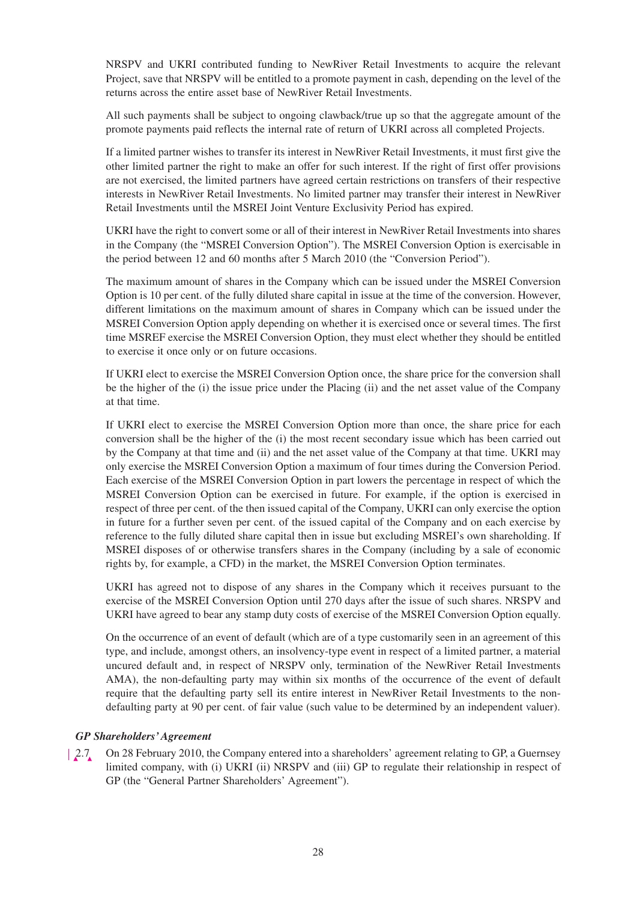NRSPV and UKRI contributed funding to NewRiver Retail Investments to acquire the relevant Project, save that NRSPV will be entitled to a promote payment in cash, depending on the level of the returns across the entire asset base of NewRiver Retail Investments.

All such payments shall be subject to ongoing clawback/true up so that the aggregate amount of the promote payments paid reflects the internal rate of return of UKRI across all completed Projects.

If a limited partner wishes to transfer its interest in NewRiver Retail Investments, it must first give the other limited partner the right to make an offer for such interest. If the right of first offer provisions are not exercised, the limited partners have agreed certain restrictions on transfers of their respective interests in NewRiver Retail Investments. No limited partner may transfer their interest in NewRiver Retail Investments until the MSREI Joint Venture Exclusivity Period has expired.

UKRI have the right to convert some or all of their interest in NewRiver Retail Investments into shares in the Company (the "MSREI Conversion Option"). The MSREI Conversion Option is exercisable in the period between 12 and 60 months after 5 March 2010 (the "Conversion Period").

The maximum amount of shares in the Company which can be issued under the MSREI Conversion Option is 10 per cent. of the fully diluted share capital in issue at the time of the conversion. However, different limitations on the maximum amount of shares in Company which can be issued under the MSREI Conversion Option apply depending on whether it is exercised once or several times. The first time MSREF exercise the MSREI Conversion Option, they must elect whether they should be entitled to exercise it once only or on future occasions.

If UKRI elect to exercise the MSREI Conversion Option once, the share price for the conversion shall be the higher of the (i) the issue price under the Placing (ii) and the net asset value of the Company at that time.

If UKRI elect to exercise the MSREI Conversion Option more than once, the share price for each conversion shall be the higher of the (i) the most recent secondary issue which has been carried out by the Company at that time and (ii) and the net asset value of the Company at that time. UKRI may only exercise the MSREI Conversion Option a maximum of four times during the Conversion Period. Each exercise of the MSREI Conversion Option in part lowers the percentage in respect of which the MSREI Conversion Option can be exercised in future. For example, if the option is exercised in respect of three per cent. of the then issued capital of the Company, UKRI can only exercise the option in future for a further seven per cent. of the issued capital of the Company and on each exercise by reference to the fully diluted share capital then in issue but excluding MSREI's own shareholding. If MSREI disposes of or otherwise transfers shares in the Company (including by a sale of economic rights by, for example, a CFD) in the market, the MSREI Conversion Option terminates.

UKRI has agreed not to dispose of any shares in the Company which it receives pursuant to the exercise of the MSREI Conversion Option until 270 days after the issue of such shares. NRSPV and UKRI have agreed to bear any stamp duty costs of exercise of the MSREI Conversion Option equally.

On the occurrence of an event of default (which are of a type customarily seen in an agreement of this type, and include, amongst others, an insolvency-type event in respect of a limited partner, a material uncured default and, in respect of NRSPV only, termination of the NewRiver Retail Investments AMA), the non-defaulting party may within six months of the occurrence of the event of default require that the defaulting party sell its entire interest in NewRiver Retail Investments to the non-defaulting party at 90 per cent. of fair value (such value to be determined by an independent valuer).

***GP Shareholders' Agreement***

2.7 On 28 February 2010, the Company entered into a shareholders' agreement relating to GP, a Guernsey limited company, with (i) UKRI (ii) NRSPV and (iii) GP to regulate their relationship in respect of GP (the "General Partner Shareholders' Agreement").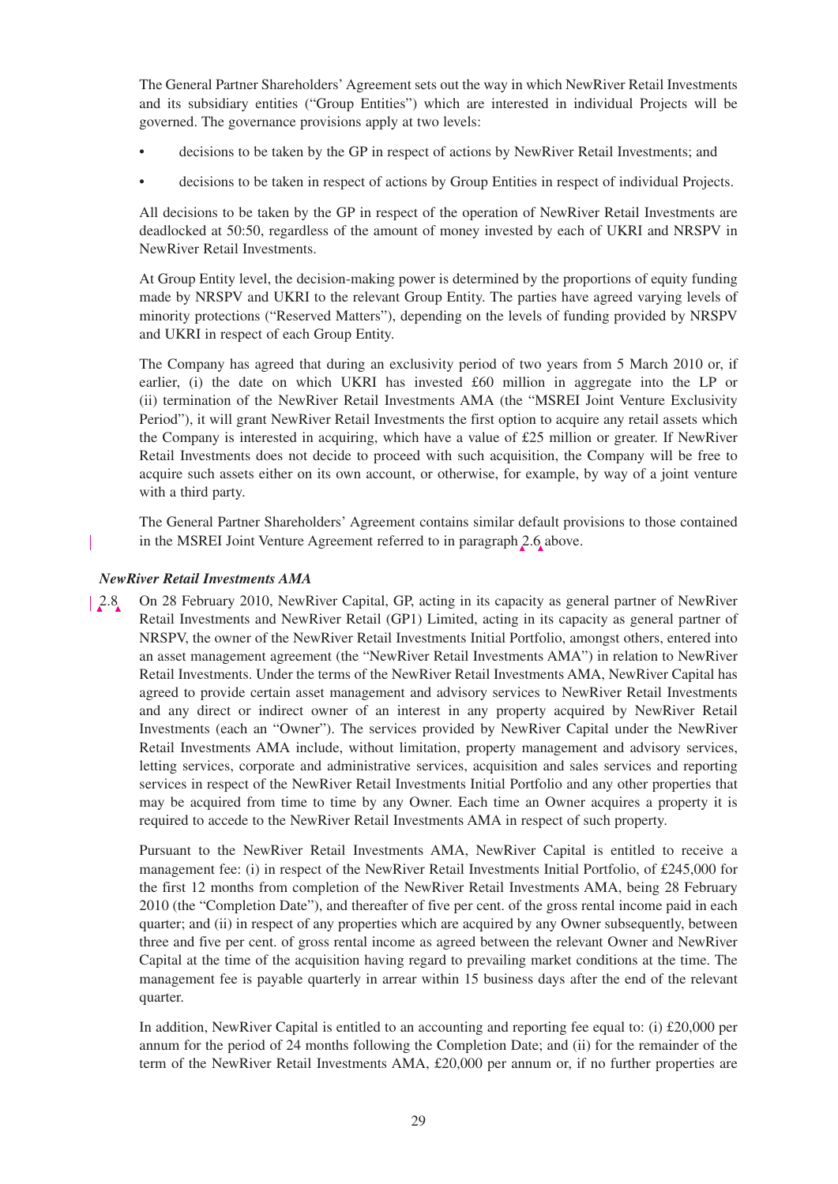The General Partner Shareholders' Agreement sets out the way in which NewRiver Retail Investments and its subsidiary entities ("Group Entities") which are interested in individual Projects will be governed. The governance provisions apply at two levels:

- decisions to be taken by the GP in respect of actions by NewRiver Retail Investments; and
- decisions to be taken in respect of actions by Group Entities in respect of individual Projects.

All decisions to be taken by the GP in respect of the operation of NewRiver Retail Investments are deadlocked at 50:50, regardless of the amount of money invested by each of UKRI and NRSPV in NewRiver Retail Investments.

At Group Entity level, the decision-making power is determined by the proportions of equity funding made by NRSPV and UKRI to the relevant Group Entity. The parties have agreed varying levels of minority protections ("Reserved Matters"), depending on the levels of funding provided by NRSPV and UKRI in respect of each Group Entity.

The Company has agreed that during an exclusivity period of two years from 5 March 2010 or, if earlier, (i) the date on which UKRI has invested £60 million in aggregate into the LP or (ii) termination of the NewRiver Retail Investments AMA (the "MSREI Joint Venture Exclusivity Period"), it will grant NewRiver Retail Investments the first option to acquire any retail assets which the Company is interested in acquiring, which have a value of £25 million or greater. If NewRiver Retail Investments does not decide to proceed with such acquisition, the Company will be free to acquire such assets either on its own account, or otherwise, for example, by way of a joint venture with a third party.

The General Partner Shareholders' Agreement contains similar default provisions to those contained in the MSREI Joint Venture Agreement referred to in paragraph 2.6 above.

*NewRiver Retail Investments AMA*

2.8 On 28 February 2010, NewRiver Capital, GP, acting in its capacity as general partner of NewRiver Retail Investments and NewRiver Retail (GP1) Limited, acting in its capacity as general partner of NRSPV, the owner of the NewRiver Retail Investments Initial Portfolio, amongst others, entered into an asset management agreement (the "NewRiver Retail Investments AMA") in relation to NewRiver Retail Investments. Under the terms of the NewRiver Retail Investments AMA, NewRiver Capital has agreed to provide certain asset management and advisory services to NewRiver Retail Investments and any direct or indirect owner of an interest in any property acquired by NewRiver Retail Investments (each an "Owner"). The services provided by NewRiver Capital under the NewRiver Retail Investments AMA include, without limitation, property management and advisory services, letting services, corporate and administrative services, acquisition and sales services and reporting services in respect of the NewRiver Retail Investments Initial Portfolio and any other properties that may be acquired from time to time by any Owner. Each time an Owner acquires a property it is required to accede to the NewRiver Retail Investments AMA in respect of such property.

Pursuant to the NewRiver Retail Investments AMA, NewRiver Capital is entitled to receive a management fee: (i) in respect of the NewRiver Retail Investments Initial Portfolio, of £245,000 for the first 12 months from completion of the NewRiver Retail Investments AMA, being 28 February 2010 (the "Completion Date"), and thereafter of five per cent. of the gross rental income paid in each quarter; and (ii) in respect of any properties which are acquired by any Owner subsequently, between three and five per cent. of gross rental income as agreed between the relevant Owner and NewRiver Capital at the time of the acquisition having regard to prevailing market conditions at the time. The management fee is payable quarterly in arrear within 15 business days after the end of the relevant quarter.

In addition, NewRiver Capital is entitled to an accounting and reporting fee equal to: (i) £20,000 per annum for the period of 24 months following the Completion Date; and (ii) for the remainder of the term of the NewRiver Retail Investments AMA, £20,000 per annum or, if no further properties are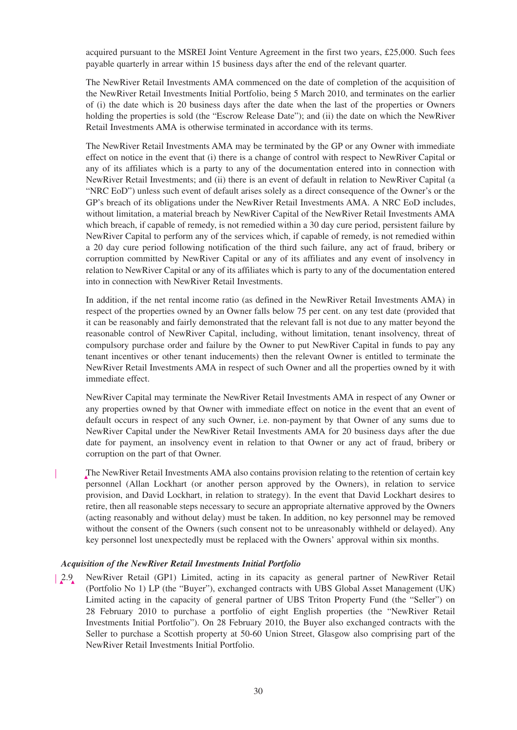acquired pursuant to the MSREI Joint Venture Agreement in the first two years, £25,000. Such fees payable quarterly in arrear within 15 business days after the end of the relevant quarter.

The NewRiver Retail Investments AMA commenced on the date of completion of the acquisition of the NewRiver Retail Investments Initial Portfolio, being 5 March 2010, and terminates on the earlier of (i) the date which is 20 business days after the date when the last of the properties or Owners holding the properties is sold (the "Escrow Release Date"); and (ii) the date on which the NewRiver Retail Investments AMA is otherwise terminated in accordance with its terms.

The NewRiver Retail Investments AMA may be terminated by the GP or any Owner with immediate effect on notice in the event that (i) there is a change of control with respect to NewRiver Capital or any of its affiliates which is a party to any of the documentation entered into in connection with NewRiver Retail Investments; and (ii) there is an event of default in relation to NewRiver Capital (a "NRC EoD") unless such event of default arises solely as a direct consequence of the Owner's or the GP's breach of its obligations under the NewRiver Retail Investments AMA. A NRC EoD includes, without limitation, a material breach by NewRiver Capital of the NewRiver Retail Investments AMA which breach, if capable of remedy, is not remedied within a 30 day cure period, persistent failure by NewRiver Capital to perform any of the services which, if capable of remedy, is not remedied within a 20 day cure period following notification of the third such failure, any act of fraud, bribery or corruption committed by NewRiver Capital or any of its affiliates and any event of insolvency in relation to NewRiver Capital or any of its affiliates which is party to any of the documentation entered into in connection with NewRiver Retail Investments.

In addition, if the net rental income ratio (as defined in the NewRiver Retail Investments AMA) in respect of the properties owned by an Owner falls below 75 per cent. on any test date (provided that it can be reasonably and fairly demonstrated that the relevant fall is not due to any matter beyond the reasonable control of NewRiver Capital, including, without limitation, tenant insolvency, threat of compulsory purchase order and failure by the Owner to put NewRiver Capital in funds to pay any tenant incentives or other tenant inducements) then the relevant Owner is entitled to terminate the NewRiver Retail Investments AMA in respect of such Owner and all the properties owned by it with immediate effect.

NewRiver Capital may terminate the NewRiver Retail Investments AMA in respect of any Owner or any properties owned by that Owner with immediate effect on notice in the event that an event of default occurs in respect of any such Owner, i.e. non-payment by that Owner of any sums due to NewRiver Capital under the NewRiver Retail Investments AMA for 20 business days after the due date for payment, an insolvency event in relation to that Owner or any act of fraud, bribery or corruption on the part of that Owner.

The NewRiver Retail Investments AMA also contains provision relating to the retention of certain key personnel (Allan Lockhart (or another person approved by the Owners), in relation to service provision, and David Lockhart, in relation to strategy). In the event that David Lockhart desires to retire, then all reasonable steps necessary to secure an appropriate alternative approved by the Owners (acting reasonably and without delay) must be taken. In addition, no key personnel may be removed without the consent of the Owners (such consent not to be unreasonably withheld or delayed). Any key personnel lost unexpectedly must be replaced with the Owners' approval within six months.

***Acquisition of the NewRiver Retail Investments Initial Portfolio***

2.9 NewRiver Retail (GP1) Limited, acting in its capacity as general partner of NewRiver Retail (Portfolio No 1) LP (the "Buyer"), exchanged contracts with UBS Global Asset Management (UK) Limited acting in the capacity of general partner of UBS Triton Property Fund (the "Seller") on 28 February 2010 to purchase a portfolio of eight English properties (the "NewRiver Retail Investments Initial Portfolio"). On 28 February 2010, the Buyer also exchanged contracts with the Seller to purchase a Scottish property at 50-60 Union Street, Glasgow also comprising part of the NewRiver Retail Investments Initial Portfolio.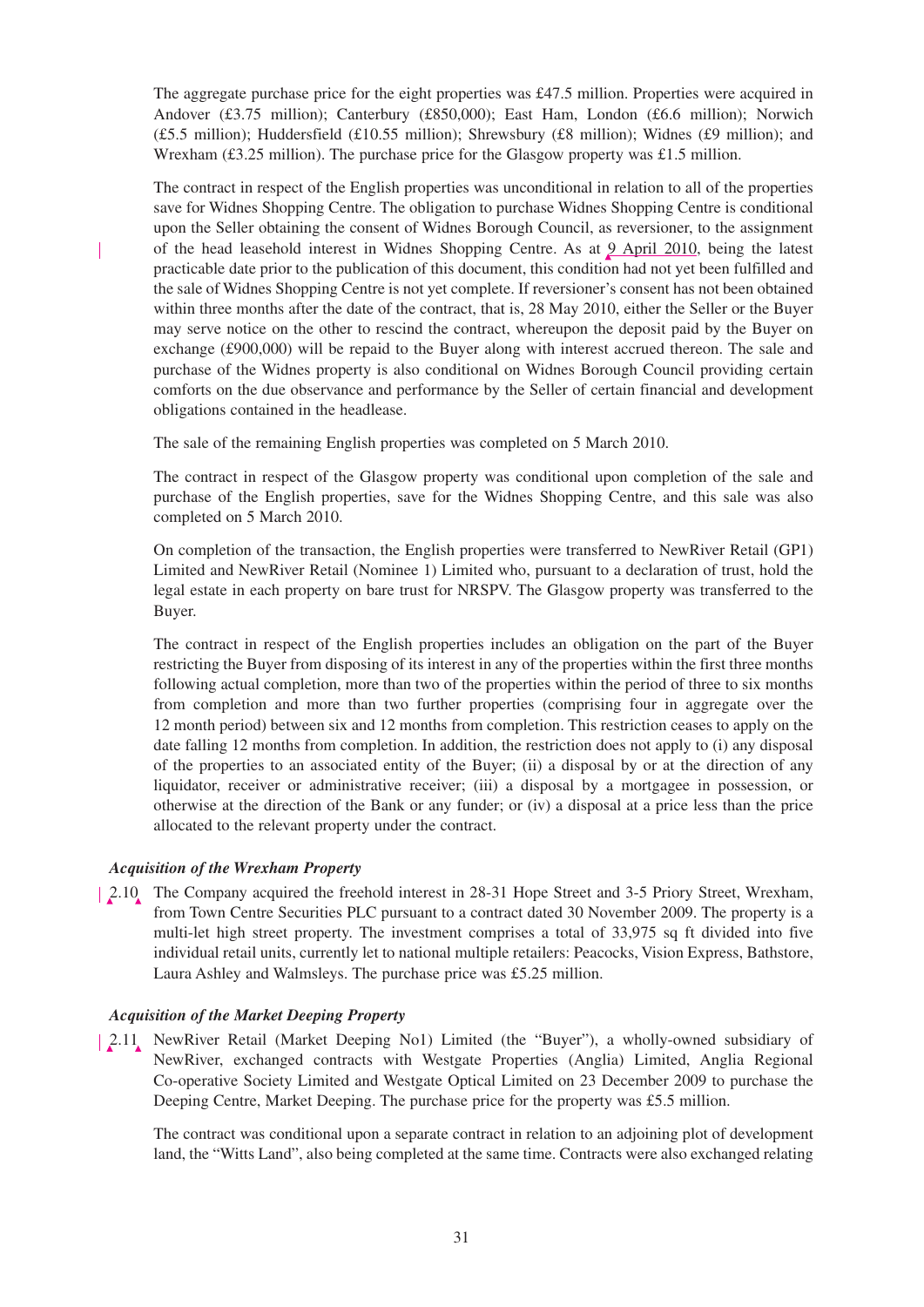The aggregate purchase price for the eight properties was £47.5 million. Properties were acquired in Andover (£3.75 million); Canterbury (£850,000); East Ham, London (£6.6 million); Norwich (£5.5 million); Huddersfield (£10.55 million); Shrewsbury (£8 million); Widnes (£9 million); and Wrexham (£3.25 million). The purchase price for the Glasgow property was £1.5 million.

The contract in respect of the English properties was unconditional in relation to all of the properties save for Widnes Shopping Centre. The obligation to purchase Widnes Shopping Centre is conditional upon the Seller obtaining the consent of Widnes Borough Council, as reversioner, to the assignment of the head leasehold interest in Widnes Shopping Centre. As at 9 April 2010, being the latest practicable date prior to the publication of this document, this condition had not yet been fulfilled and the sale of Widnes Shopping Centre is not yet complete. If reversioner's consent has not been obtained within three months after the date of the contract, that is, 28 May 2010, either the Seller or the Buyer may serve notice on the other to rescind the contract, whereupon the deposit paid by the Buyer on exchange (£900,000) will be repaid to the Buyer along with interest accrued thereon. The sale and purchase of the Widnes property is also conditional on Widnes Borough Council providing certain comforts on the due observance and performance by the Seller of certain financial and development obligations contained in the headlease.

The sale of the remaining English properties was completed on 5 March 2010.

The contract in respect of the Glasgow property was conditional upon completion of the sale and purchase of the English properties, save for the Widnes Shopping Centre, and this sale was also completed on 5 March 2010.

On completion of the transaction, the English properties were transferred to NewRiver Retail (GP1) Limited and NewRiver Retail (Nominee 1) Limited who, pursuant to a declaration of trust, hold the legal estate in each property on bare trust for NRSPV. The Glasgow property was transferred to the Buyer.

The contract in respect of the English properties includes an obligation on the part of the Buyer restricting the Buyer from disposing of its interest in any of the properties within the first three months following actual completion, more than two of the properties within the period of three to six months from completion and more than two further properties (comprising four in aggregate over the 12 month period) between six and 12 months from completion. This restriction ceases to apply on the date falling 12 months from completion. In addition, the restriction does not apply to (i) any disposal of the properties to an associated entity of the Buyer; (ii) a disposal by or at the direction of any liquidator, receiver or administrative receiver; (iii) a disposal by a mortgagee in possession, or otherwise at the direction of the Bank or any funder; or (iv) a disposal at a price less than the price allocated to the relevant property under the contract.

***Acquisition of the Wrexham Property***

2.10 The Company acquired the freehold interest in 28-31 Hope Street and 3-5 Priory Street, Wrexham, from Town Centre Securities PLC pursuant to a contract dated 30 November 2009. The property is a multi-let high street property. The investment comprises a total of 33,975 sq ft divided into five individual retail units, currently let to national multiple retailers: Peacocks, Vision Express, Bathstore, Laura Ashley and Walmsleys. The purchase price was £5.25 million.

***Acquisition of the Market Deeping Property***

2.11 NewRiver Retail (Market Deeping No1) Limited (the "Buyer"), a wholly-owned subsidiary of NewRiver, exchanged contracts with Westgate Properties (Anglia) Limited, Anglia Regional Co-operative Society Limited and Westgate Optical Limited on 23 December 2009 to purchase the Deeping Centre, Market Deeping. The purchase price for the property was £5.5 million.

The contract was conditional upon a separate contract in relation to an adjoining plot of development land, the "Witts Land", also being completed at the same time. Contracts were also exchanged relating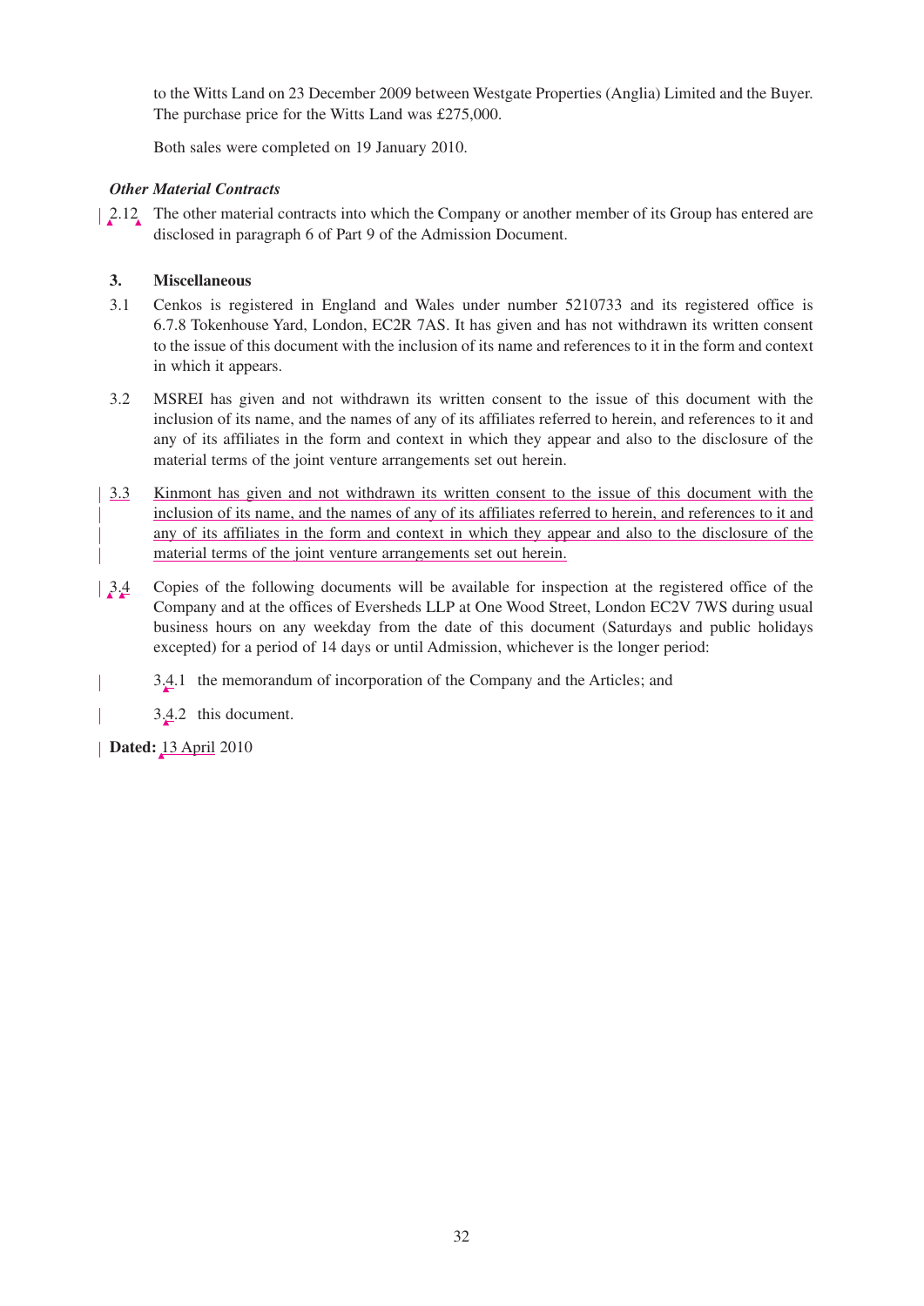to the Witts Land on 23 December 2009 between Westgate Properties (Anglia) Limited and the Buyer. The purchase price for the Witts Land was £275,000.

Both sales were completed on 19 January 2010.

***Other Material Contracts***

2.12 The other material contracts into which the Company or another member of its Group has entered are disclosed in paragraph 6 of Part 9 of the Admission Document.

**3. Miscellaneous**

3.1 Cenkos is registered in England and Wales under number 5210733 and its registered office is 6.7.8 Tokenhouse Yard, London, EC2R 7AS. It has given and has not withdrawn its written consent to the issue of this document with the inclusion of its name and references to it in the form and context in which it appears.

3.2 MSREI has given and not withdrawn its written consent to the issue of this document with the inclusion of its name, and the names of any of its affiliates referred to herein, and references to it and any of its affiliates in the form and context in which they appear and also to the disclosure of the material terms of the joint venture arrangements set out herein.

3.3 Kinmont has given and not withdrawn its written consent to the issue of this document with the inclusion of its name, and the names of any of its affiliates referred to herein, and references to it and any of its affiliates in the form and context in which they appear and also to the disclosure of the material terms of the joint venture arrangements set out herein.

3.4 Copies of the following documents will be available for inspection at the registered office of the Company and at the offices of Eversheds LLP at One Wood Street, London EC2V 7WS during usual business hours on any weekday from the date of this document (Saturdays and public holidays excepted) for a period of 14 days or until Admission, whichever is the longer period:

3.4.1 the memorandum of incorporation of the Company and the Articles; and

3.4.2 this document.

**Dated:** 13 April 2010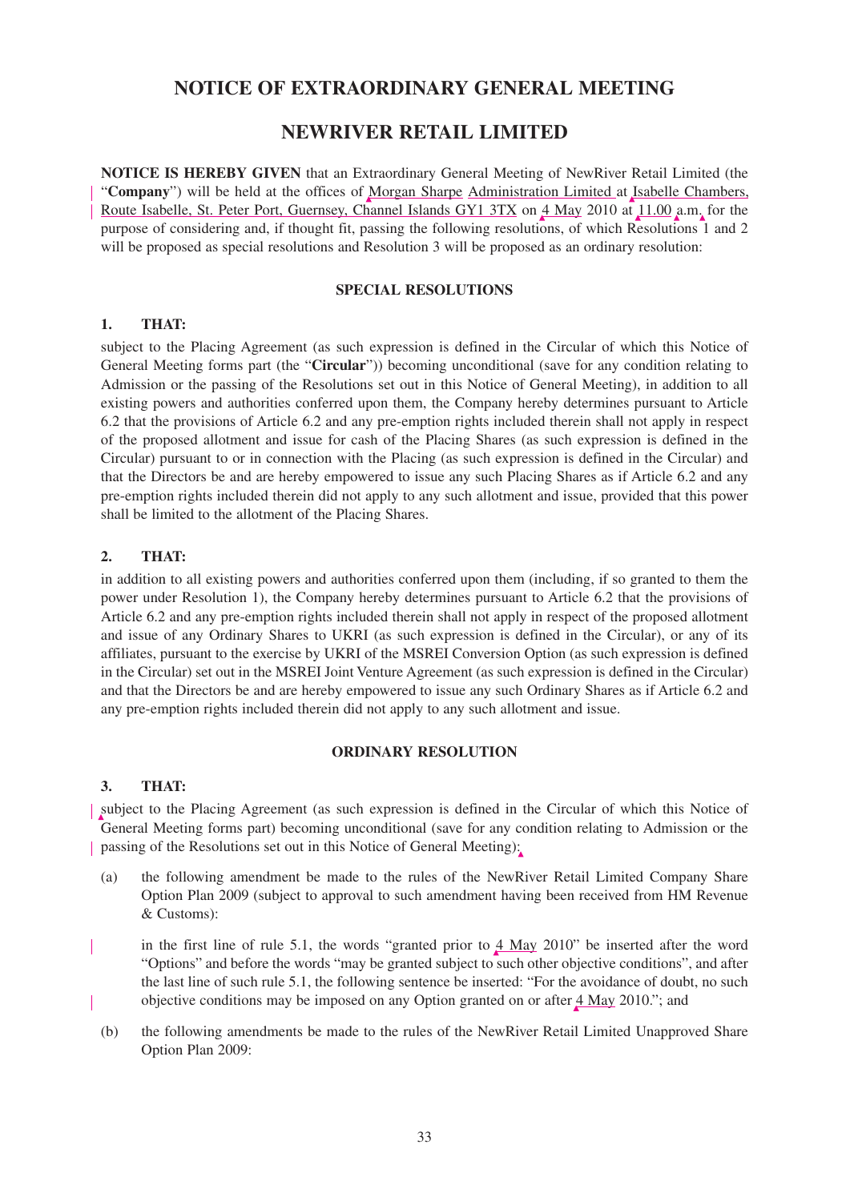# NOTICE OF EXTRAORDINARY GENERAL MEETING

# NEWRIVER RETAIL LIMITED

**NOTICE IS HEREBY GIVEN** that an Extraordinary General Meeting of NewRiver Retail Limited (the "**Company**") will be held at the offices of Morgan Sharpe Administration Limited at Isabelle Chambers, Route Isabelle, St. Peter Port, Guernsey, Channel Islands GY1 3TX on 4 May 2010 at 11.00 a.m. for the purpose of considering and, if thought fit, passing the following resolutions, of which Resolutions 1 and 2 will be proposed as special resolutions and Resolution 3 will be proposed as an ordinary resolution:

### SPECIAL RESOLUTIONS

**1. THAT:**

subject to the Placing Agreement (as such expression is defined in the Circular of which this Notice of General Meeting forms part (the "**Circular**")) becoming unconditional (save for any condition relating to Admission or the passing of the Resolutions set out in this Notice of General Meeting), in addition to all existing powers and authorities conferred upon them, the Company hereby determines pursuant to Article 6.2 that the provisions of Article 6.2 and any pre-emption rights included therein shall not apply in respect of the proposed allotment and issue for cash of the Placing Shares (as such expression is defined in the Circular) pursuant to or in connection with the Placing (as such expression is defined in the Circular) and that the Directors be and are hereby empowered to issue any such Placing Shares as if Article 6.2 and any pre-emption rights included therein did not apply to any such allotment and issue, provided that this power shall be limited to the allotment of the Placing Shares.

**2. THAT:**

in addition to all existing powers and authorities conferred upon them (including, if so granted to them the power under Resolution 1), the Company hereby determines pursuant to Article 6.2 that the provisions of Article 6.2 and any pre-emption rights included therein shall not apply in respect of the proposed allotment and issue of any Ordinary Shares to UKRI (as such expression is defined in the Circular), or any of its affiliates, pursuant to the exercise by UKRI of the MSREI Conversion Option (as such expression is defined in the Circular) set out in the MSREI Joint Venture Agreement (as such expression is defined in the Circular) and that the Directors be and are hereby empowered to issue any such Ordinary Shares as if Article 6.2 and any pre-emption rights included therein did not apply to any such allotment and issue.

### ORDINARY RESOLUTION

**3. THAT:**

subject to the Placing Agreement (as such expression is defined in the Circular of which this Notice of General Meeting forms part) becoming unconditional (save for any condition relating to Admission or the passing of the Resolutions set out in this Notice of General Meeting):

(a) the following amendment be made to the rules of the NewRiver Retail Limited Company Share Option Plan 2009 (subject to approval to such amendment having been received from HM Revenue & Customs):

in the first line of rule 5.1, the words "granted prior to 4 May 2010" be inserted after the word "Options" and before the words "may be granted subject to such other objective conditions", and after the last line of such rule 5.1, the following sentence be inserted: "For the avoidance of doubt, no such objective conditions may be imposed on any Option granted on or after 4 May 2010."; and

(b) the following amendments be made to the rules of the NewRiver Retail Limited Unapproved Share Option Plan 2009: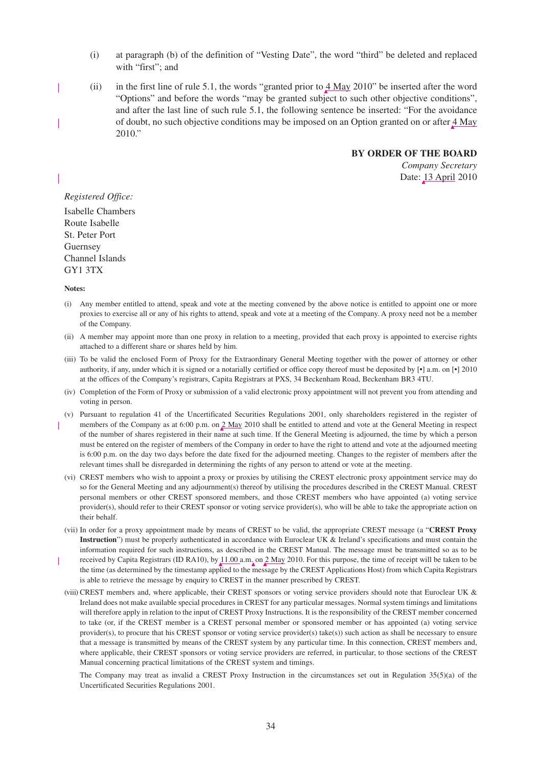(i) at paragraph (b) of the definition of "Vesting Date", the word "third" be deleted and replaced with "first"; and

(ii) in the first line of rule 5.1, the words "granted prior to 4 May 2010" be inserted after the word "Options" and before the words "may be granted subject to such other objective conditions", and after the last line of such rule 5.1, the following sentence be inserted: "For the avoidance of doubt, no such objective conditions may be imposed on an Option granted on or after 4 May 2010."

**BY ORDER OF THE BOARD**
*Company Secretary*
Date: 13 April 2010

*Registered Office:*

Isabelle Chambers
Route Isabelle
St. Peter Port
Guernsey
Channel Islands
GY1 3TX

**Notes:**

(i) Any member entitled to attend, speak and vote at the meeting convened by the above notice is entitled to appoint one or more proxies to exercise all or any of his rights to attend, speak and vote at a meeting of the Company. A proxy need not be a member of the Company.

(ii) A member may appoint more than one proxy in relation to a meeting, provided that each proxy is appointed to exercise rights attached to a different share or shares held by him.

(iii) To be valid the enclosed Form of Proxy for the Extraordinary General Meeting together with the power of attorney or other authority, if any, under which it is signed or a notarially certified or office copy thereof must be deposited by [•] a.m. on [•] 2010 at the offices of the Company's registrars, Capita Registrars at PXS, 34 Beckenham Road, Beckenham BR3 4TU.

(iv) Completion of the Form of Proxy or submission of a valid electronic proxy appointment will not prevent you from attending and voting in person.

(v) Pursuant to regulation 41 of the Uncertificated Securities Regulations 2001, only shareholders registered in the register of members of the Company as at 6:00 p.m. on 2 May 2010 shall be entitled to attend and vote at the General Meeting in respect of the number of shares registered in their name at such time. If the General Meeting is adjourned, the time by which a person must be entered on the register of members of the Company in order to have the right to attend and vote at the adjourned meeting is 6:00 p.m. on the day two days before the date fixed for the adjourned meeting. Changes to the register of members after the relevant times shall be disregarded in determining the rights of any person to attend or vote at the meeting.

(vi) CREST members who wish to appoint a proxy or proxies by utilising the CREST electronic proxy appointment service may do so for the General Meeting and any adjournment(s) thereof by utilising the procedures described in the CREST Manual. CREST personal members or other CREST sponsored members, and those CREST members who have appointed (a) voting service provider(s), should refer to their CREST sponsor or voting service provider(s), who will be able to take the appropriate action on their behalf.

(vii) In order for a proxy appointment made by means of CREST to be valid, the appropriate CREST message (a "**CREST Proxy Instruction**") must be properly authenticated in accordance with Euroclear UK & Ireland's specifications and must contain the information required for such instructions, as described in the CREST Manual. The message must be transmitted so as to be received by Capita Registrars (ID RA10), by 11.00 a.m. on 2 May 2010. For this purpose, the time of receipt will be taken to be the time (as determined by the timestamp applied to the message by the CREST Applications Host) from which Capita Registrars is able to retrieve the message by enquiry to CREST in the manner prescribed by CREST.

(viii) CREST members and, where applicable, their CREST sponsors or voting service providers should note that Euroclear UK & Ireland does not make available special procedures in CREST for any particular messages. Normal system timings and limitations will therefore apply in relation to the input of CREST Proxy Instructions. It is the responsibility of the CREST member concerned to take (or, if the CREST member is a CREST personal member or sponsored member or has appointed (a) voting service provider(s), to procure that his CREST sponsor or voting service provider(s) take(s)) such action as shall be necessary to ensure that a message is transmitted by means of the CREST system by any particular time. In this connection, CREST members and, where applicable, their CREST sponsors or voting service providers are referred, in particular, to those sections of the CREST Manual concerning practical limitations of the CREST system and timings.

The Company may treat as invalid a CREST Proxy Instruction in the circumstances set out in Regulation 35(5)(a) of the Uncertificated Securities Regulations 2001.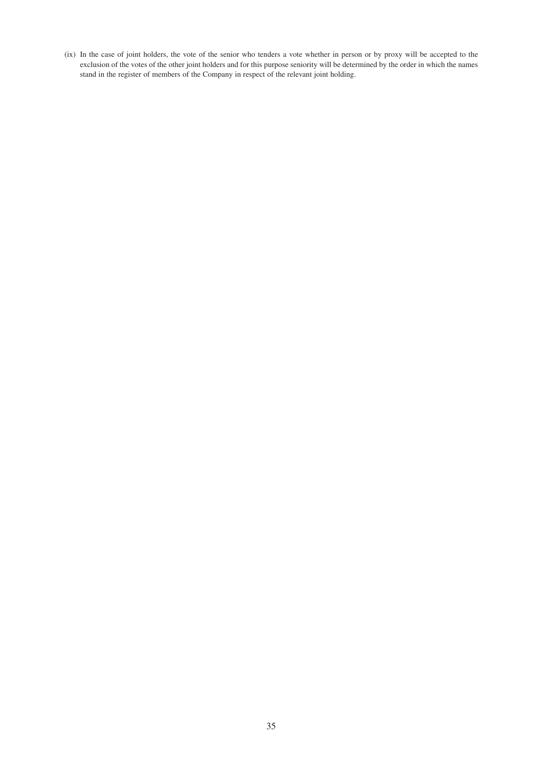(ix) In the case of joint holders, the vote of the senior who tenders a vote whether in person or by proxy will be accepted to the exclusion of the votes of the other joint holders and for this purpose seniority will be determined by the order in which the names stand in the register of members of the Company in respect of the relevant joint holding.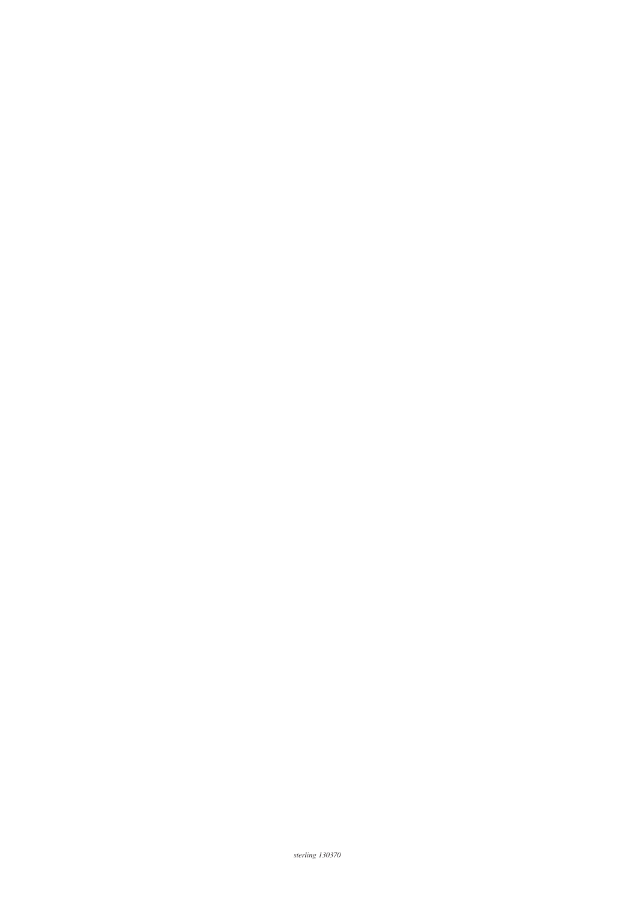*sterling 130370*